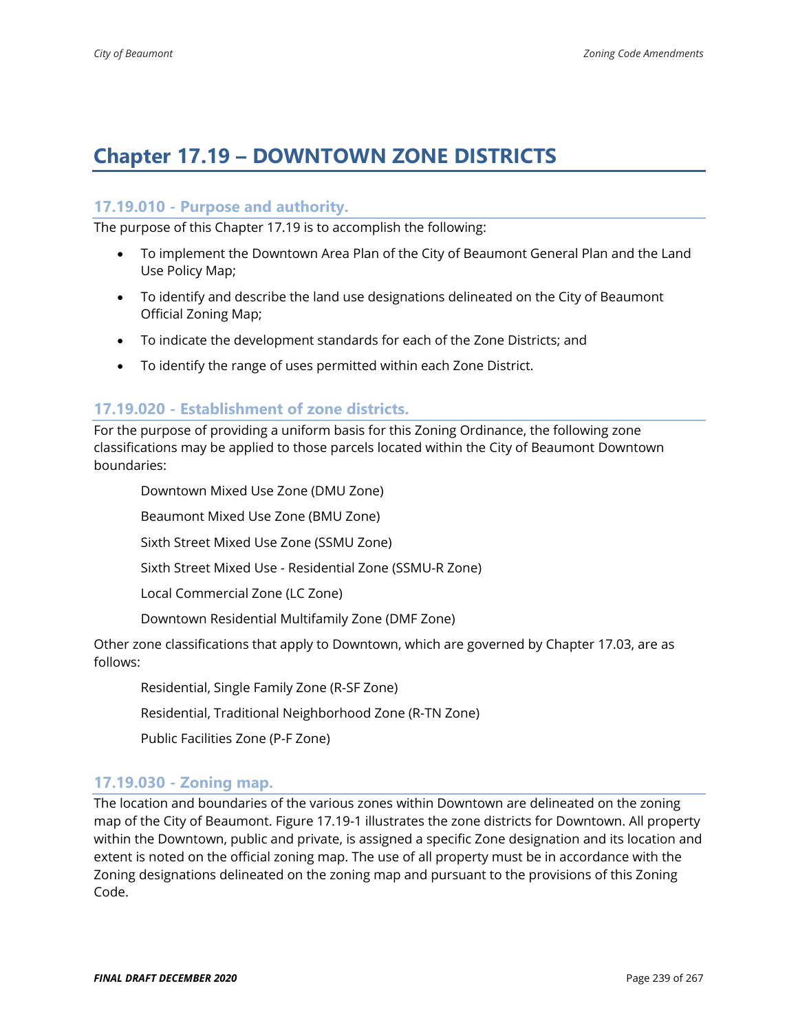# Chapter 17.19 – DOWNTOWN ZONE DISTRICTS

## 17.19.010 - Purpose and authority.

The purpose of this Chapter 17.19 is to accomplish the following:

- To implement the Downtown Area Plan of the City of Beaumont General Plan and the Land Use Policy Map;
- To identify and describe the land use designations delineated on the City of Beaumont Official Zoning Map;
- To indicate the development standards for each of the Zone Districts; and
- To identify the range of uses permitted within each Zone District.

## 17.19.020 - Establishment of zone districts.

For the purpose of providing a uniform basis for this Zoning Ordinance, the following zone classifications may be applied to those parcels located within the City of Beaumont Downtown boundaries:

Downtown Mixed Use Zone (DMU Zone)

Beaumont Mixed Use Zone (BMU Zone)

Sixth Street Mixed Use Zone (SSMU Zone)

Sixth Street Mixed Use - Residential Zone (SSMU-R Zone)

Local Commercial Zone (LC Zone)

Downtown Residential Multifamily Zone (DMF Zone)

Other zone classifications that apply to Downtown, which are governed by Chapter 17.03, are as follows:

Residential, Single Family Zone (R-SF Zone)

Residential, Traditional Neighborhood Zone (R-TN Zone)

Public Facilities Zone (P-F Zone)

## 17.19.030 - Zoning map.

The location and boundaries of the various zones within Downtown are delineated on the zoning map of the City of Beaumont. Figure 17.19-1 illustrates the zone districts for Downtown. All property within the Downtown, public and private, is assigned a specific Zone designation and its location and extent is noted on the official zoning map. The use of all property must be in accordance with the Zoning designations delineated on the zoning map and pursuant to the provisions of this Zoning Code.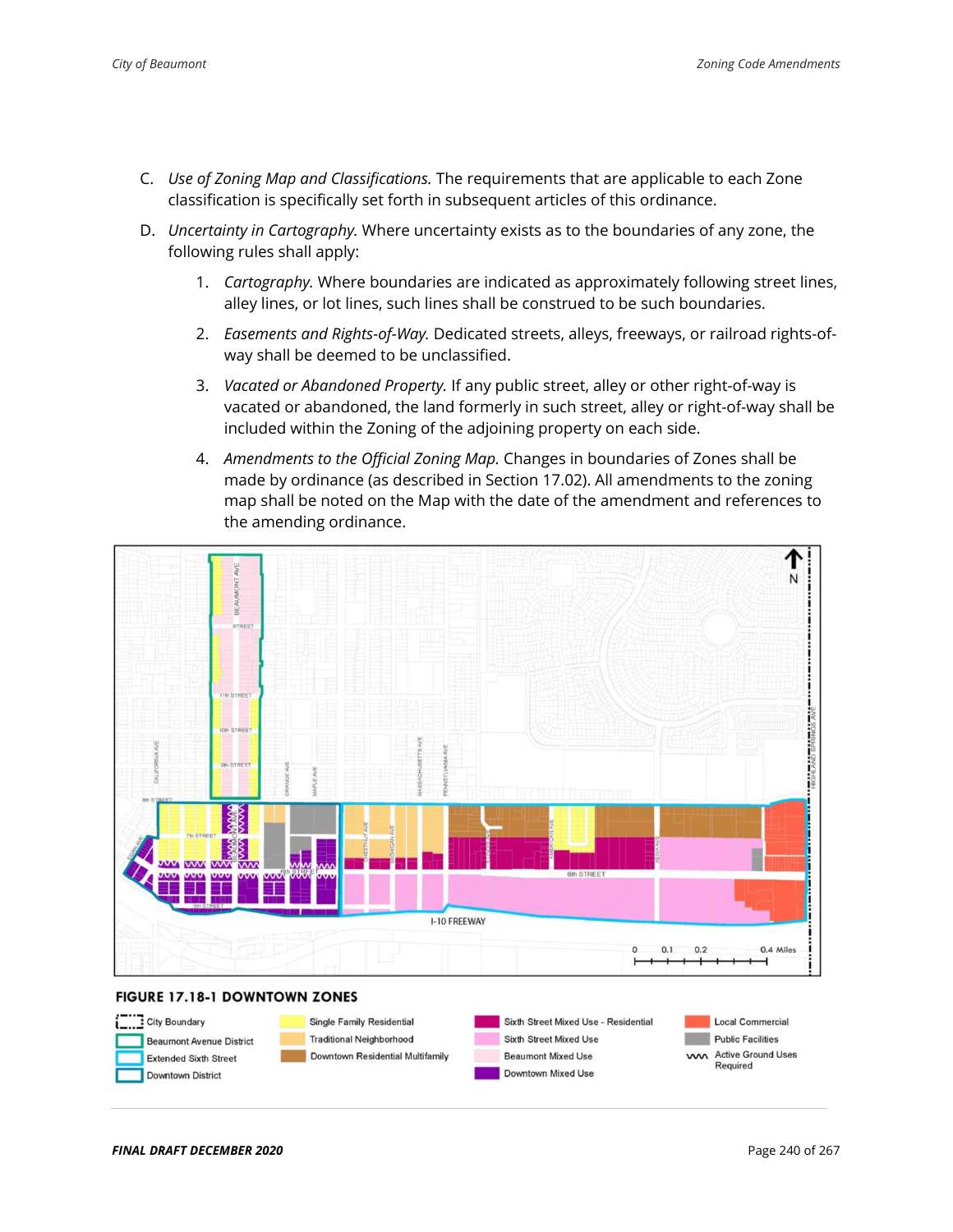C. *Use of Zoning Map and Classifications.* The requirements that are applicable to each Zone classification is specifically set forth in subsequent articles of this ordinance.

D. *Uncertainty in Cartography.* Where uncertainty exists as to the boundaries of any zone, the following rules shall apply:

   1. *Cartography.* Where boundaries are indicated as approximately following street lines, alley lines, or lot lines, such lines shall be construed to be such boundaries.

   2. *Easements and Rights-of-Way.* Dedicated streets, alleys, freeways, or railroad rights-of-way shall be deemed to be unclassified.

   3. *Vacated or Abandoned Property.* If any public street, alley or other right-of-way is vacated or abandoned, the land formerly in such street, alley or right-of-way shall be included within the Zoning of the adjoining property on each side.

   4. *Amendments to the Official Zoning Map.* Changes in boundaries of Zones shall be made by ordinance (as described in Section 17.02). All amendments to the zoning map shall be noted on the Map with the date of the amendment and references to the amending ordinance.

**FIGURE 17.18-1 DOWNTOWN ZONES**

- City Boundary
- Beaumont Avenue District
- Extended Sixth Street
- Downtown District
- Single Family Residential
- Traditional Neighborhood
- Downtown Residential Multifamily
- Sixth Street Mixed Use - Residential
- Sixth Street Mixed Use
- Beaumont Mixed Use
- Downtown Mixed Use
- Local Commercial
- Public Facilities
- Active Ground Uses Required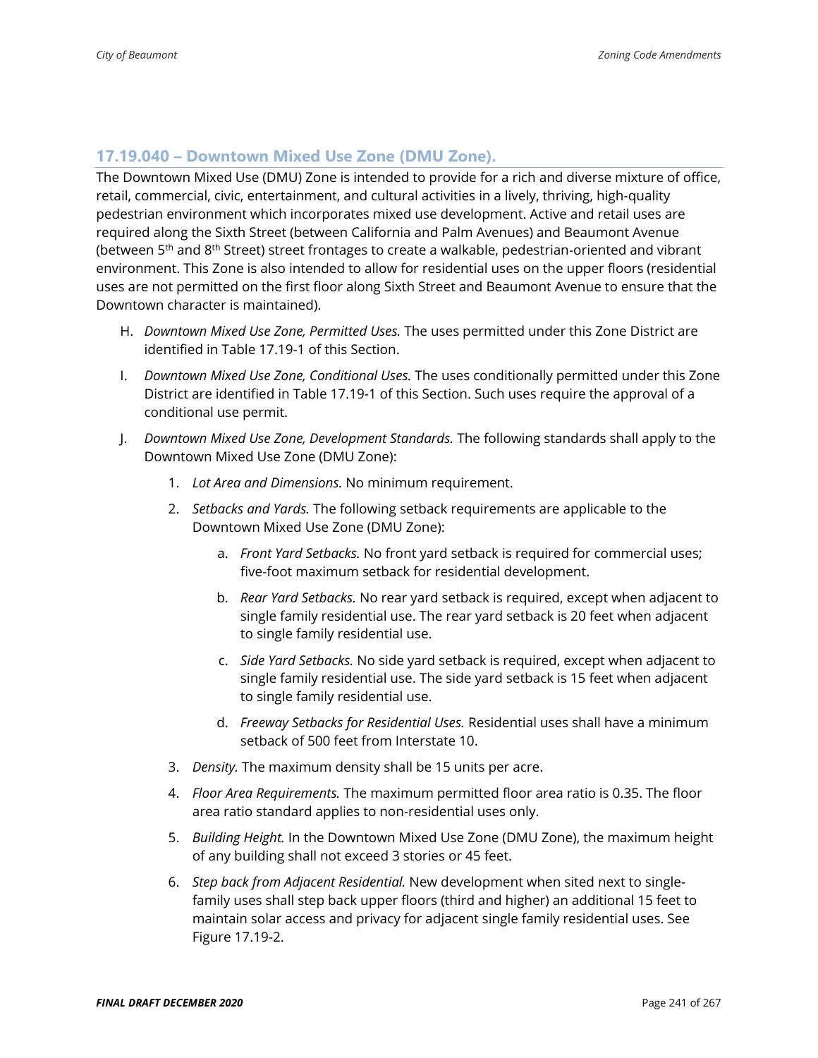## 17.19.040 – Downtown Mixed Use Zone (DMU Zone).

The Downtown Mixed Use (DMU) Zone is intended to provide for a rich and diverse mixture of office, retail, commercial, civic, entertainment, and cultural activities in a lively, thriving, high-quality pedestrian environment which incorporates mixed use development. Active and retail uses are required along the Sixth Street (between California and Palm Avenues) and Beaumont Avenue (between 5th and 8th Street) street frontages to create a walkable, pedestrian-oriented and vibrant environment. This Zone is also intended to allow for residential uses on the upper floors (residential uses are not permitted on the first floor along Sixth Street and Beaumont Avenue to ensure that the Downtown character is maintained).

H. *Downtown Mixed Use Zone, Permitted Uses.* The uses permitted under this Zone District are identified in Table 17.19-1 of this Section.

I. *Downtown Mixed Use Zone, Conditional Uses.* The uses conditionally permitted under this Zone District are identified in Table 17.19-1 of this Section. Such uses require the approval of a conditional use permit.

J. *Downtown Mixed Use Zone, Development Standards.* The following standards shall apply to the Downtown Mixed Use Zone (DMU Zone):

   1. *Lot Area and Dimensions.* No minimum requirement.

   2. *Setbacks and Yards.* The following setback requirements are applicable to the Downtown Mixed Use Zone (DMU Zone):

      a. *Front Yard Setbacks.* No front yard setback is required for commercial uses; five-foot maximum setback for residential development.

      b. *Rear Yard Setbacks.* No rear yard setback is required, except when adjacent to single family residential use. The rear yard setback is 20 feet when adjacent to single family residential use.

      c. *Side Yard Setbacks.* No side yard setback is required, except when adjacent to single family residential use. The side yard setback is 15 feet when adjacent to single family residential use.

      d. *Freeway Setbacks for Residential Uses.* Residential uses shall have a minimum setback of 500 feet from Interstate 10.

   3. *Density.* The maximum density shall be 15 units per acre.

   4. *Floor Area Requirements.* The maximum permitted floor area ratio is 0.35. The floor area ratio standard applies to non-residential uses only.

   5. *Building Height.* In the Downtown Mixed Use Zone (DMU Zone), the maximum height of any building shall not exceed 3 stories or 45 feet.

   6. *Step back from Adjacent Residential.* New development when sited next to single-family uses shall step back upper floors (third and higher) an additional 15 feet to maintain solar access and privacy for adjacent single family residential uses. See Figure 17.19-2.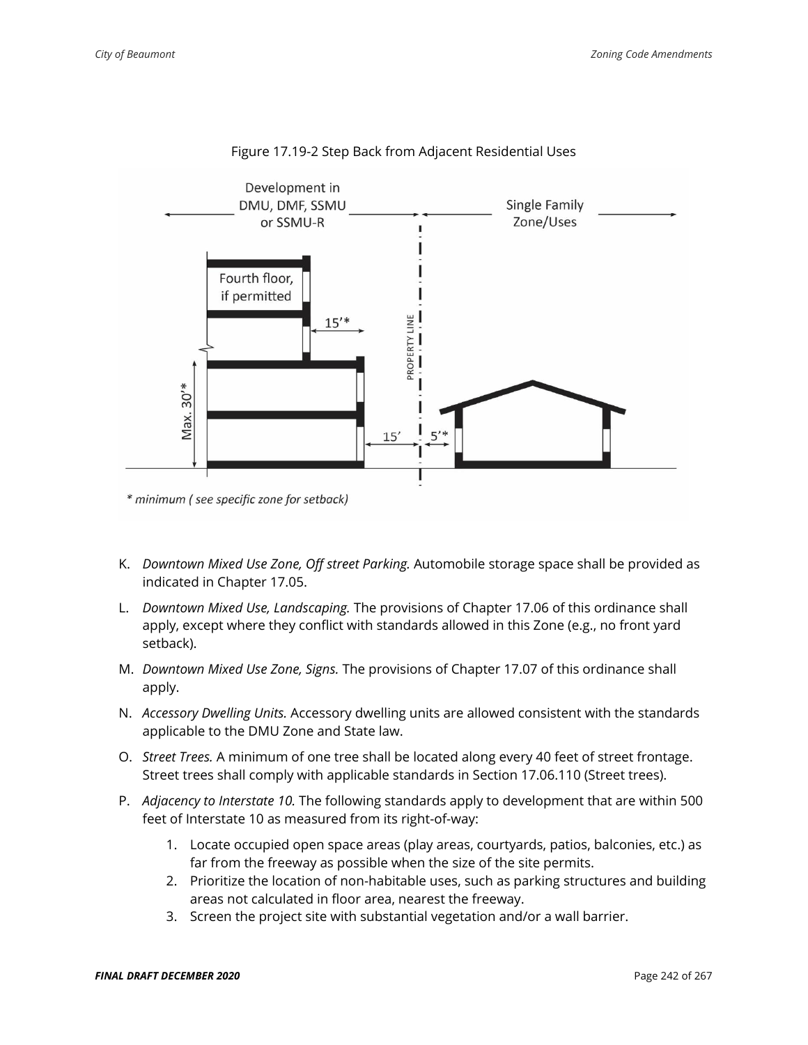Figure 17.19-2 Step Back from Adjacent Residential Uses

K. *Downtown Mixed Use Zone, Off street Parking.* Automobile storage space shall be provided as indicated in Chapter 17.05.

L. *Downtown Mixed Use, Landscaping.* The provisions of Chapter 17.06 of this ordinance shall apply, except where they conflict with standards allowed in this Zone (e.g., no front yard setback).

M. *Downtown Mixed Use Zone, Signs.* The provisions of Chapter 17.07 of this ordinance shall apply.

N. *Accessory Dwelling Units.* Accessory dwelling units are allowed consistent with the standards applicable to the DMU Zone and State law.

O. *Street Trees.* A minimum of one tree shall be located along every 40 feet of street frontage. Street trees shall comply with applicable standards in Section 17.06.110 (Street trees).

P. *Adjacency to Interstate 10.* The following standards apply to development that are within 500 feet of Interstate 10 as measured from its right-of-way:

   1. Locate occupied open space areas (play areas, courtyards, patios, balconies, etc.) as far from the freeway as possible when the size of the site permits.
   2. Prioritize the location of non-habitable uses, such as parking structures and building areas not calculated in floor area, nearest the freeway.
   3. Screen the project site with substantial vegetation and/or a wall barrier.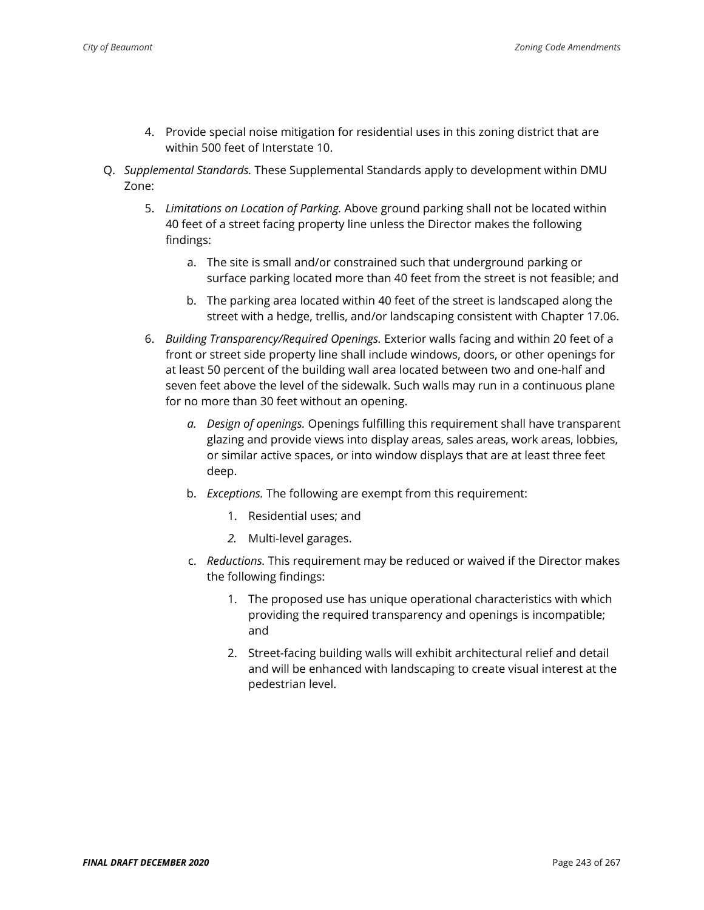4. Provide special noise mitigation for residential uses in this zoning district that are within 500 feet of Interstate 10.

Q. *Supplemental Standards.* These Supplemental Standards apply to development within DMU Zone:

   5. *Limitations on Location of Parking.* Above ground parking shall not be located within 40 feet of a street facing property line unless the Director makes the following findings:

      a. The site is small and/or constrained such that underground parking or surface parking located more than 40 feet from the street is not feasible; and

      b. The parking area located within 40 feet of the street is landscaped along the street with a hedge, trellis, and/or landscaping consistent with Chapter 17.06.

   6. *Building Transparency/Required Openings.* Exterior walls facing and within 20 feet of a front or street side property line shall include windows, doors, or other openings for at least 50 percent of the building wall area located between two and one-half and seven feet above the level of the sidewalk. Such walls may run in a continuous plane for no more than 30 feet without an opening.

      *a. Design of openings.* Openings fulfilling this requirement shall have transparent glazing and provide views into display areas, sales areas, work areas, lobbies, or similar active spaces, or into window displays that are at least three feet deep.

      b. *Exceptions.* The following are exempt from this requirement:

         1. Residential uses; and

         *2.* Multi-level garages.

      c. *Reductions.* This requirement may be reduced or waived if the Director makes the following findings:

         1. The proposed use has unique operational characteristics with which providing the required transparency and openings is incompatible; and

         2. Street-facing building walls will exhibit architectural relief and detail and will be enhanced with landscaping to create visual interest at the pedestrian level.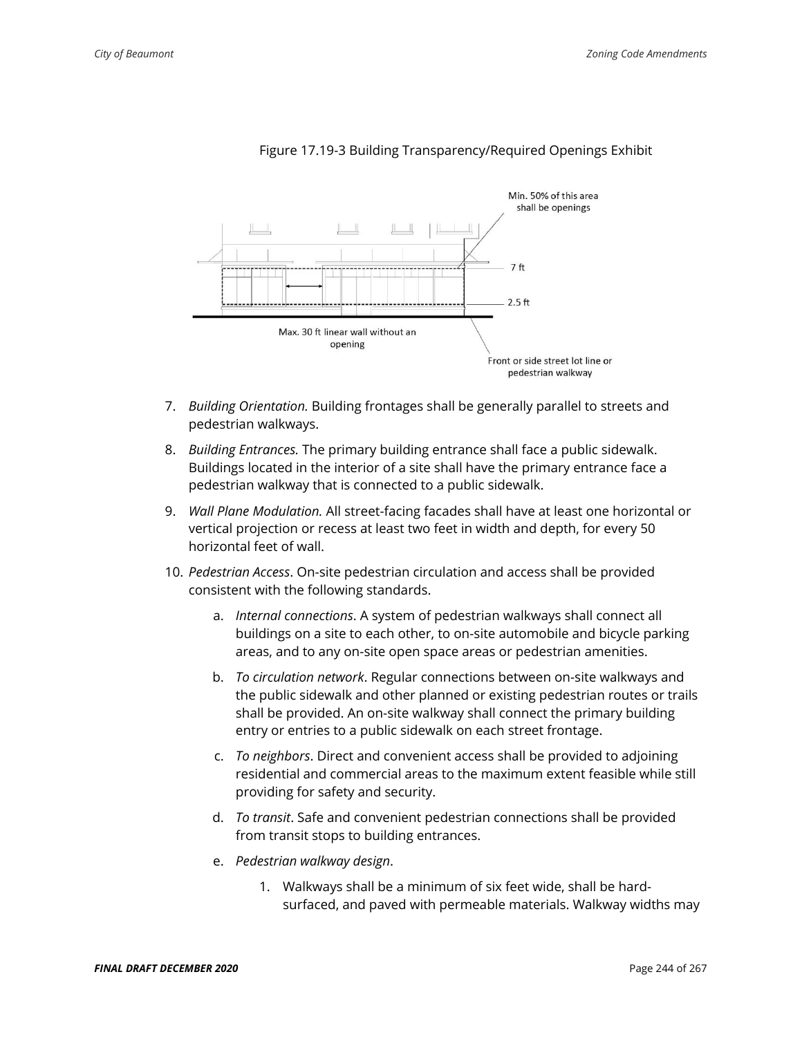Figure 17.19-3 Building Transparency/Required Openings Exhibit

7. *Building Orientation.* Building frontages shall be generally parallel to streets and pedestrian walkways.

8. *Building Entrances.* The primary building entrance shall face a public sidewalk. Buildings located in the interior of a site shall have the primary entrance face a pedestrian walkway that is connected to a public sidewalk.

9. *Wall Plane Modulation.* All street-facing facades shall have at least one horizontal or vertical projection or recess at least two feet in width and depth, for every 50 horizontal feet of wall.

10. *Pedestrian Access*. On-site pedestrian circulation and access shall be provided consistent with the following standards.

    a. *Internal connections*. A system of pedestrian walkways shall connect all buildings on a site to each other, to on-site automobile and bicycle parking areas, and to any on-site open space areas or pedestrian amenities.

    b. *To circulation network*. Regular connections between on-site walkways and the public sidewalk and other planned or existing pedestrian routes or trails shall be provided. An on-site walkway shall connect the primary building entry or entries to a public sidewalk on each street frontage.

    c. *To neighbors*. Direct and convenient access shall be provided to adjoining residential and commercial areas to the maximum extent feasible while still providing for safety and security.

    d. *To transit*. Safe and convenient pedestrian connections shall be provided from transit stops to building entrances.

    e. *Pedestrian walkway design*.

        1. Walkways shall be a minimum of six feet wide, shall be hard-surfaced, and paved with permeable materials. Walkway widths may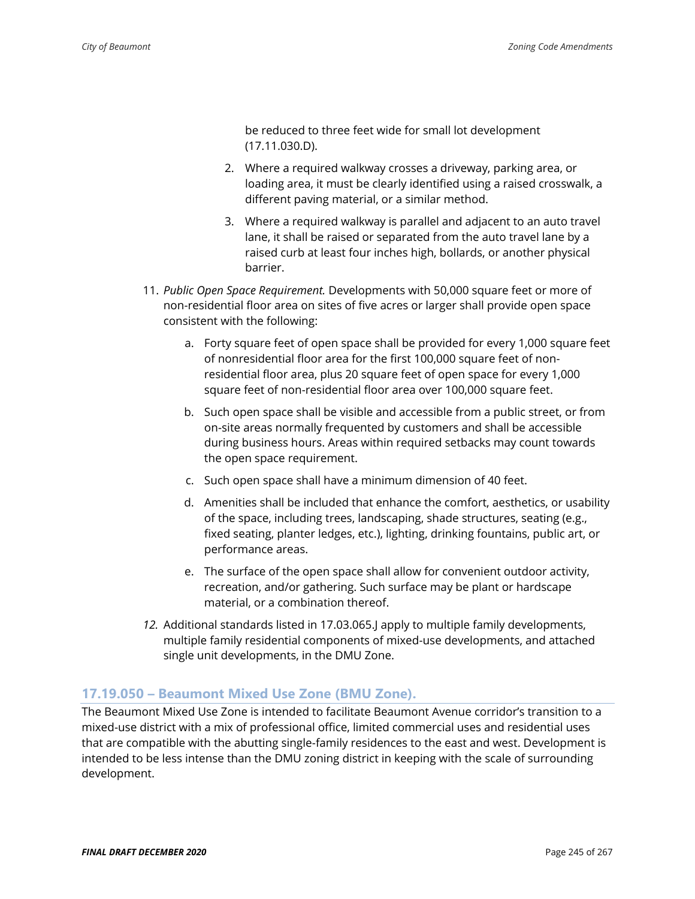be reduced to three feet wide for small lot development (17.11.030.D).

2. Where a required walkway crosses a driveway, parking area, or loading area, it must be clearly identified using a raised crosswalk, a different paving material, or a similar method.

3. Where a required walkway is parallel and adjacent to an auto travel lane, it shall be raised or separated from the auto travel lane by a raised curb at least four inches high, bollards, or another physical barrier.

11. *Public Open Space Requirement.* Developments with 50,000 square feet or more of non-residential floor area on sites of five acres or larger shall provide open space consistent with the following:

    a. Forty square feet of open space shall be provided for every 1,000 square feet of nonresidential floor area for the first 100,000 square feet of non-residential floor area, plus 20 square feet of open space for every 1,000 square feet of non-residential floor area over 100,000 square feet.

    b. Such open space shall be visible and accessible from a public street, or from on-site areas normally frequented by customers and shall be accessible during business hours. Areas within required setbacks may count towards the open space requirement.

    c. Such open space shall have a minimum dimension of 40 feet.

    d. Amenities shall be included that enhance the comfort, aesthetics, or usability of the space, including trees, landscaping, shade structures, seating (e.g., fixed seating, planter ledges, etc.), lighting, drinking fountains, public art, or performance areas.

    e. The surface of the open space shall allow for convenient outdoor activity, recreation, and/or gathering. Such surface may be plant or hardscape material, or a combination thereof.

*12.* Additional standards listed in 17.03.065.J apply to multiple family developments, multiple family residential components of mixed-use developments, and attached single unit developments, in the DMU Zone.

## 17.19.050 – Beaumont Mixed Use Zone (BMU Zone).

The Beaumont Mixed Use Zone is intended to facilitate Beaumont Avenue corridor's transition to a mixed-use district with a mix of professional office, limited commercial uses and residential uses that are compatible with the abutting single-family residences to the east and west. Development is intended to be less intense than the DMU zoning district in keeping with the scale of surrounding development.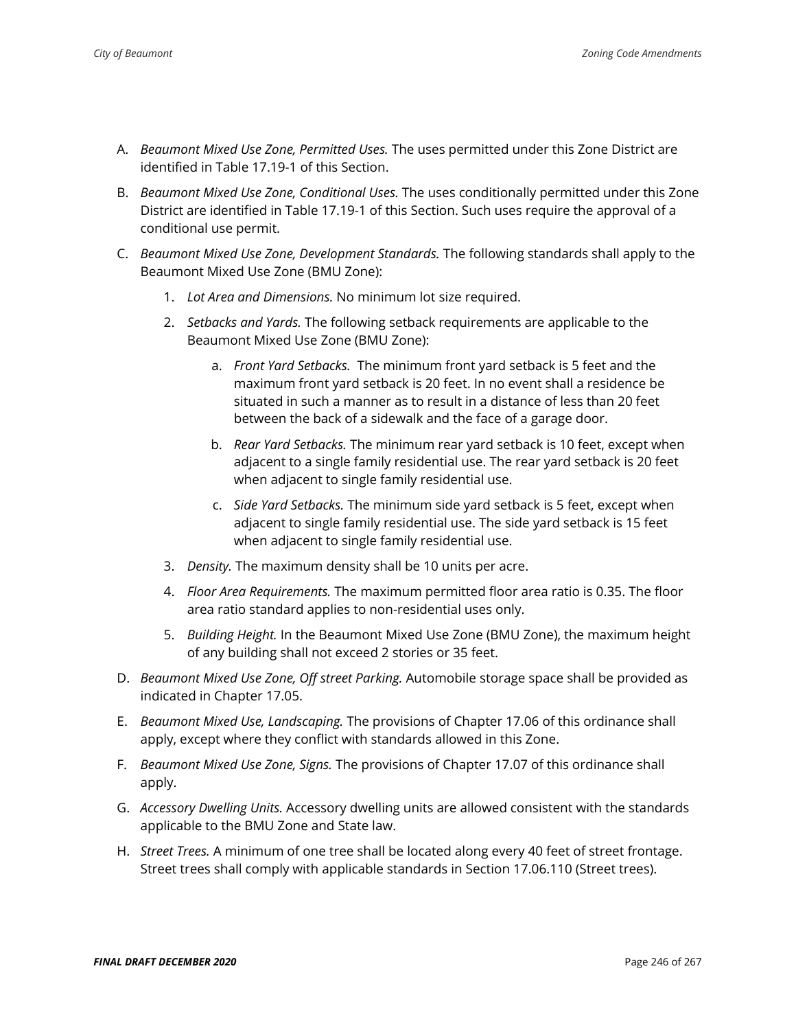A. *Beaumont Mixed Use Zone, Permitted Uses.* The uses permitted under this Zone District are identified in Table 17.19-1 of this Section.

B. *Beaumont Mixed Use Zone, Conditional Uses.* The uses conditionally permitted under this Zone District are identified in Table 17.19-1 of this Section. Such uses require the approval of a conditional use permit.

C. *Beaumont Mixed Use Zone, Development Standards.* The following standards shall apply to the Beaumont Mixed Use Zone (BMU Zone):

   1. *Lot Area and Dimensions.* No minimum lot size required.

   2. *Setbacks and Yards.* The following setback requirements are applicable to the Beaumont Mixed Use Zone (BMU Zone):

      a. *Front Yard Setbacks.* The minimum front yard setback is 5 feet and the maximum front yard setback is 20 feet. In no event shall a residence be situated in such a manner as to result in a distance of less than 20 feet between the back of a sidewalk and the face of a garage door.

      b. *Rear Yard Setbacks.* The minimum rear yard setback is 10 feet, except when adjacent to a single family residential use. The rear yard setback is 20 feet when adjacent to single family residential use.

      c. *Side Yard Setbacks.* The minimum side yard setback is 5 feet, except when adjacent to single family residential use. The side yard setback is 15 feet when adjacent to single family residential use.

   3. *Density.* The maximum density shall be 10 units per acre.

   4. *Floor Area Requirements.* The maximum permitted floor area ratio is 0.35. The floor area ratio standard applies to non-residential uses only.

   5. *Building Height.* In the Beaumont Mixed Use Zone (BMU Zone), the maximum height of any building shall not exceed 2 stories or 35 feet.

D. *Beaumont Mixed Use Zone, Off street Parking.* Automobile storage space shall be provided as indicated in Chapter 17.05.

E. *Beaumont Mixed Use, Landscaping.* The provisions of Chapter 17.06 of this ordinance shall apply, except where they conflict with standards allowed in this Zone.

F. *Beaumont Mixed Use Zone, Signs.* The provisions of Chapter 17.07 of this ordinance shall apply.

G. *Accessory Dwelling Units.* Accessory dwelling units are allowed consistent with the standards applicable to the BMU Zone and State law.

H. *Street Trees.* A minimum of one tree shall be located along every 40 feet of street frontage. Street trees shall comply with applicable standards in Section 17.06.110 (Street trees).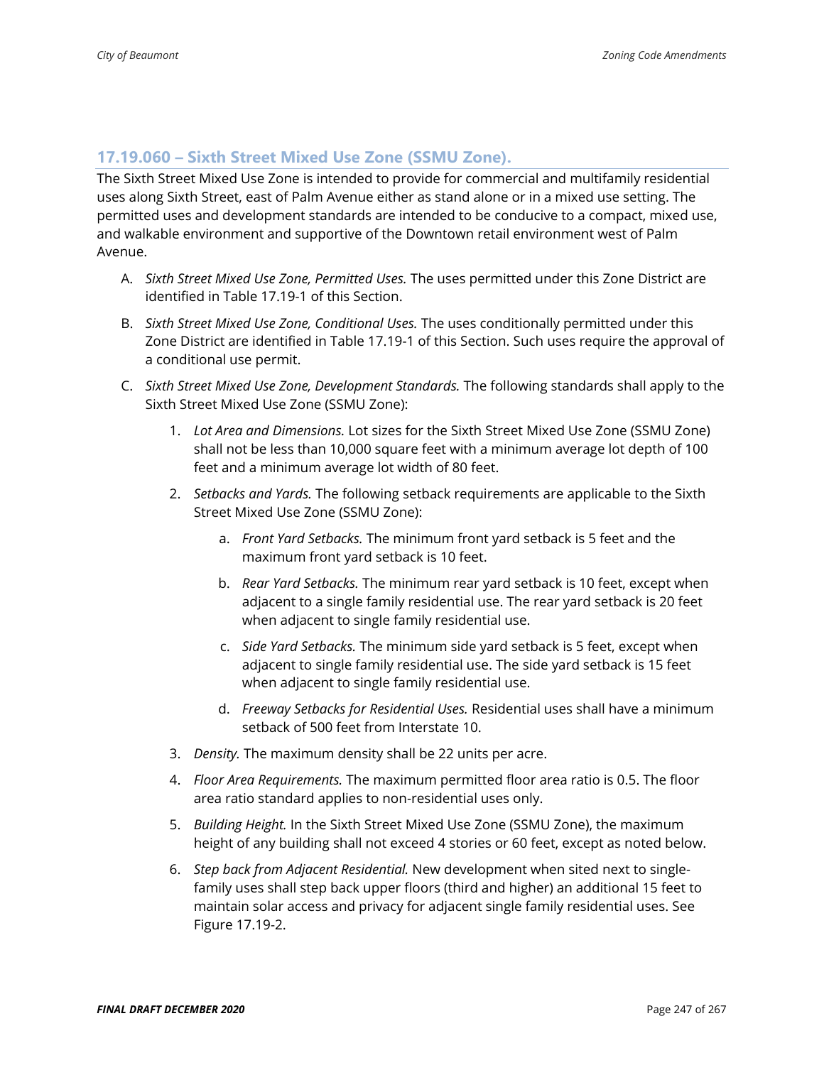### 17.19.060 – Sixth Street Mixed Use Zone (SSMU Zone).

The Sixth Street Mixed Use Zone is intended to provide for commercial and multifamily residential uses along Sixth Street, east of Palm Avenue either as stand alone or in a mixed use setting. The permitted uses and development standards are intended to be conducive to a compact, mixed use, and walkable environment and supportive of the Downtown retail environment west of Palm Avenue.

A. *Sixth Street Mixed Use Zone, Permitted Uses.* The uses permitted under this Zone District are identified in Table 17.19-1 of this Section.

B. *Sixth Street Mixed Use Zone, Conditional Uses.* The uses conditionally permitted under this Zone District are identified in Table 17.19-1 of this Section. Such uses require the approval of a conditional use permit.

C. *Sixth Street Mixed Use Zone, Development Standards.* The following standards shall apply to the Sixth Street Mixed Use Zone (SSMU Zone):

   1. *Lot Area and Dimensions.* Lot sizes for the Sixth Street Mixed Use Zone (SSMU Zone) shall not be less than 10,000 square feet with a minimum average lot depth of 100 feet and a minimum average lot width of 80 feet.

   2. *Setbacks and Yards.* The following setback requirements are applicable to the Sixth Street Mixed Use Zone (SSMU Zone):

      a. *Front Yard Setbacks.* The minimum front yard setback is 5 feet and the maximum front yard setback is 10 feet.

      b. *Rear Yard Setbacks.* The minimum rear yard setback is 10 feet, except when adjacent to a single family residential use. The rear yard setback is 20 feet when adjacent to single family residential use.

      c. *Side Yard Setbacks.* The minimum side yard setback is 5 feet, except when adjacent to single family residential use. The side yard setback is 15 feet when adjacent to single family residential use.

      d. *Freeway Setbacks for Residential Uses.* Residential uses shall have a minimum setback of 500 feet from Interstate 10.

   3. *Density.* The maximum density shall be 22 units per acre.

   4. *Floor Area Requirements.* The maximum permitted floor area ratio is 0.5. The floor area ratio standard applies to non-residential uses only.

   5. *Building Height.* In the Sixth Street Mixed Use Zone (SSMU Zone), the maximum height of any building shall not exceed 4 stories or 60 feet, except as noted below.

   6. *Step back from Adjacent Residential.* New development when sited next to single-family uses shall step back upper floors (third and higher) an additional 15 feet to maintain solar access and privacy for adjacent single family residential uses. See Figure 17.19-2.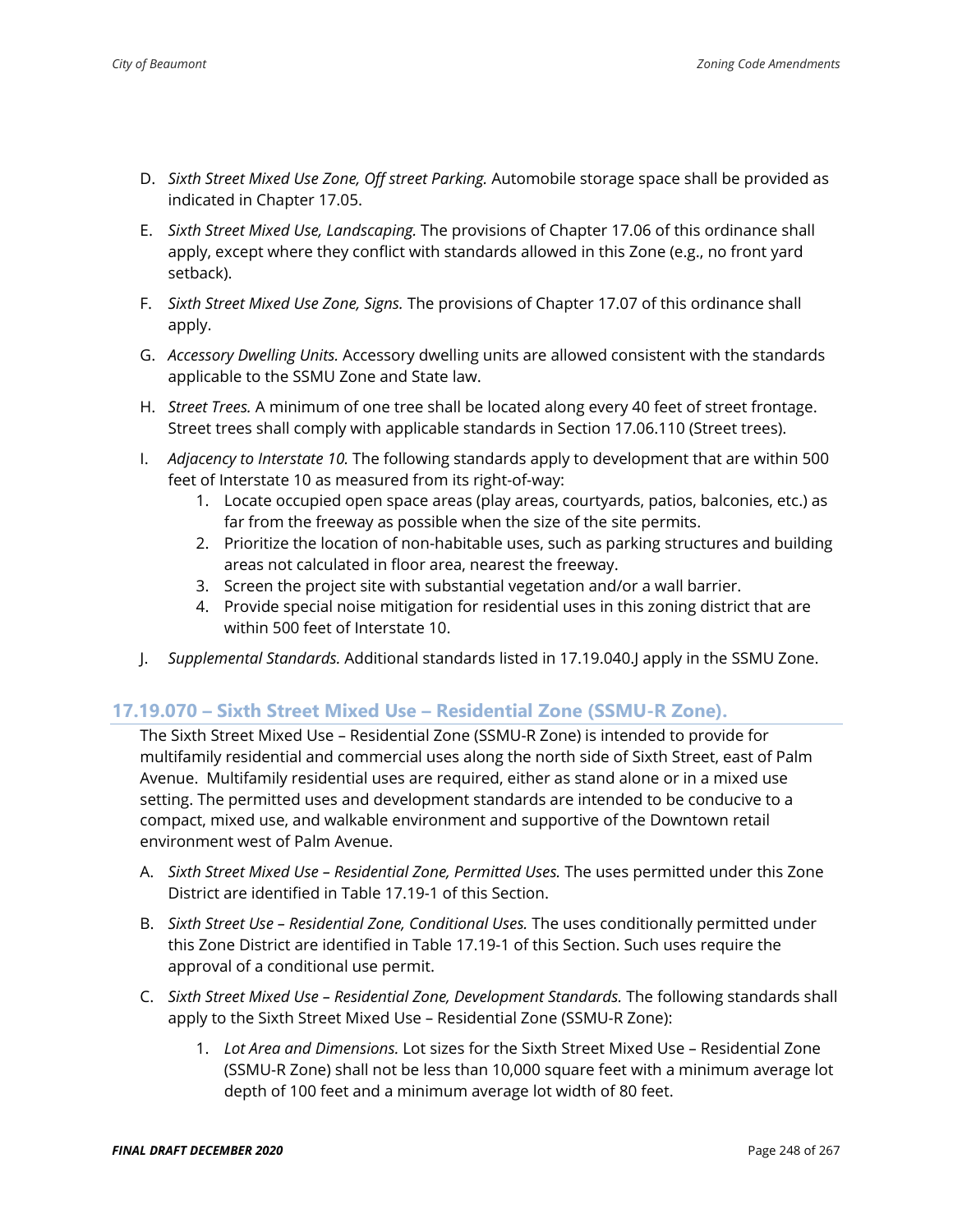D. *Sixth Street Mixed Use Zone, Off street Parking.* Automobile storage space shall be provided as indicated in Chapter 17.05.

E. *Sixth Street Mixed Use, Landscaping.* The provisions of Chapter 17.06 of this ordinance shall apply, except where they conflict with standards allowed in this Zone (e.g., no front yard setback).

F. *Sixth Street Mixed Use Zone, Signs.* The provisions of Chapter 17.07 of this ordinance shall apply.

G. *Accessory Dwelling Units.* Accessory dwelling units are allowed consistent with the standards applicable to the SSMU Zone and State law.

H. *Street Trees.* A minimum of one tree shall be located along every 40 feet of street frontage. Street trees shall comply with applicable standards in Section 17.06.110 (Street trees).

I. *Adjacency to Interstate 10.* The following standards apply to development that are within 500 feet of Interstate 10 as measured from its right-of-way:
   1. Locate occupied open space areas (play areas, courtyards, patios, balconies, etc.) as far from the freeway as possible when the size of the site permits.
   2. Prioritize the location of non-habitable uses, such as parking structures and building areas not calculated in floor area, nearest the freeway.
   3. Screen the project site with substantial vegetation and/or a wall barrier.
   4. Provide special noise mitigation for residential uses in this zoning district that are within 500 feet of Interstate 10.

J. *Supplemental Standards.* Additional standards listed in 17.19.040.J apply in the SSMU Zone.

## 17.19.070 – Sixth Street Mixed Use – Residential Zone (SSMU-R Zone).

The Sixth Street Mixed Use – Residential Zone (SSMU-R Zone) is intended to provide for multifamily residential and commercial uses along the north side of Sixth Street, east of Palm Avenue. Multifamily residential uses are required, either as stand alone or in a mixed use setting. The permitted uses and development standards are intended to be conducive to a compact, mixed use, and walkable environment and supportive of the Downtown retail environment west of Palm Avenue.

A. *Sixth Street Mixed Use – Residential Zone, Permitted Uses.* The uses permitted under this Zone District are identified in Table 17.19-1 of this Section.

B. *Sixth Street Use – Residential Zone, Conditional Uses.* The uses conditionally permitted under this Zone District are identified in Table 17.19-1 of this Section. Such uses require the approval of a conditional use permit.

C. *Sixth Street Mixed Use – Residential Zone, Development Standards.* The following standards shall apply to the Sixth Street Mixed Use – Residential Zone (SSMU-R Zone):

   1. *Lot Area and Dimensions.* Lot sizes for the Sixth Street Mixed Use – Residential Zone (SSMU-R Zone) shall not be less than 10,000 square feet with a minimum average lot depth of 100 feet and a minimum average lot width of 80 feet.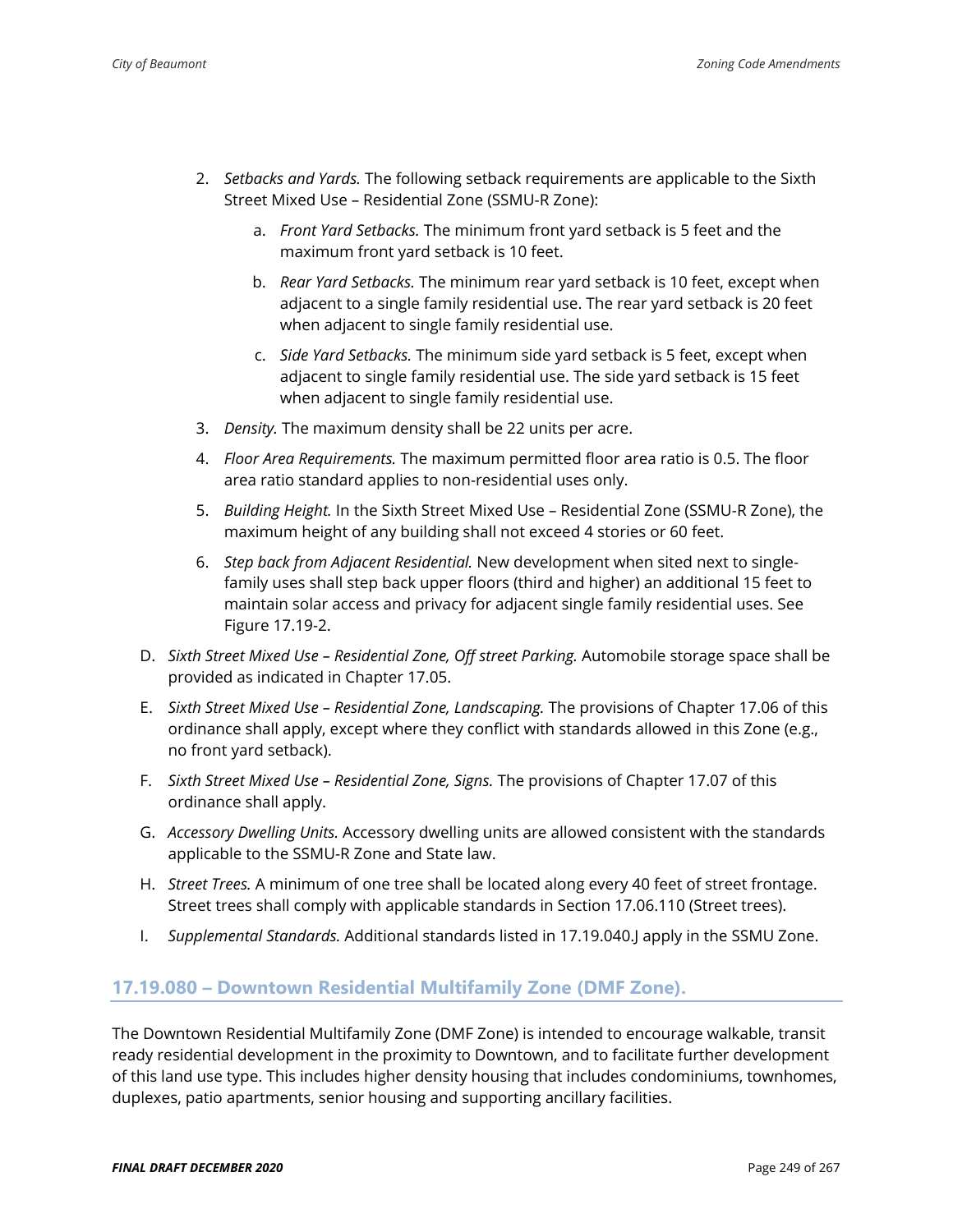2. *Setbacks and Yards.* The following setback requirements are applicable to the Sixth Street Mixed Use – Residential Zone (SSMU-R Zone):

    a. *Front Yard Setbacks.* The minimum front yard setback is 5 feet and the maximum front yard setback is 10 feet.

    b. *Rear Yard Setbacks.* The minimum rear yard setback is 10 feet, except when adjacent to a single family residential use. The rear yard setback is 20 feet when adjacent to single family residential use.

    c. *Side Yard Setbacks.* The minimum side yard setback is 5 feet, except when adjacent to single family residential use. The side yard setback is 15 feet when adjacent to single family residential use.

3. *Density.* The maximum density shall be 22 units per acre.

4. *Floor Area Requirements.* The maximum permitted floor area ratio is 0.5. The floor area ratio standard applies to non-residential uses only.

5. *Building Height.* In the Sixth Street Mixed Use – Residential Zone (SSMU-R Zone), the maximum height of any building shall not exceed 4 stories or 60 feet.

6. *Step back from Adjacent Residential.* New development when sited next to single-family uses shall step back upper floors (third and higher) an additional 15 feet to maintain solar access and privacy for adjacent single family residential uses. See Figure 17.19-2.

D. *Sixth Street Mixed Use – Residential Zone, Off street Parking.* Automobile storage space shall be provided as indicated in Chapter 17.05.

E. *Sixth Street Mixed Use – Residential Zone, Landscaping.* The provisions of Chapter 17.06 of this ordinance shall apply, except where they conflict with standards allowed in this Zone (e.g., no front yard setback).

F. *Sixth Street Mixed Use – Residential Zone, Signs.* The provisions of Chapter 17.07 of this ordinance shall apply.

G. *Accessory Dwelling Units.* Accessory dwelling units are allowed consistent with the standards applicable to the SSMU-R Zone and State law.

H. *Street Trees.* A minimum of one tree shall be located along every 40 feet of street frontage. Street trees shall comply with applicable standards in Section 17.06.110 (Street trees).

I. *Supplemental Standards.* Additional standards listed in 17.19.040.J apply in the SSMU Zone.

## 17.19.080 – Downtown Residential Multifamily Zone (DMF Zone).

The Downtown Residential Multifamily Zone (DMF Zone) is intended to encourage walkable, transit ready residential development in the proximity to Downtown, and to facilitate further development of this land use type. This includes higher density housing that includes condominiums, townhomes, duplexes, patio apartments, senior housing and supporting ancillary facilities.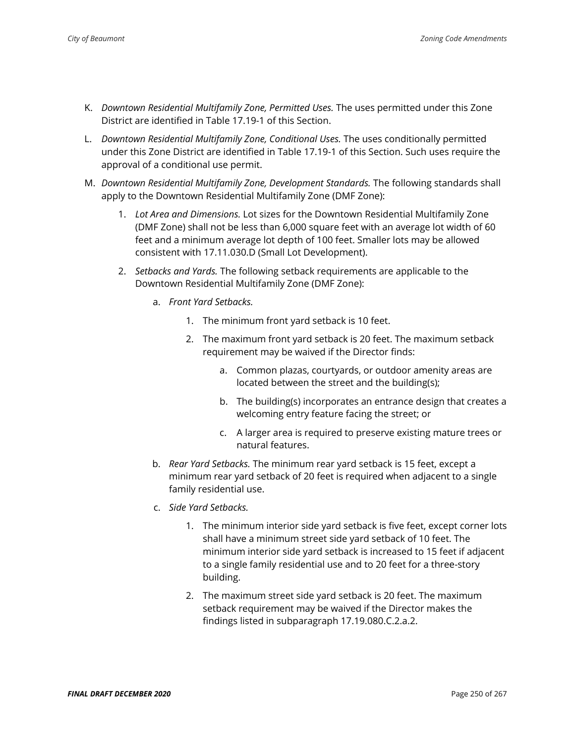K. *Downtown Residential Multifamily Zone, Permitted Uses.* The uses permitted under this Zone District are identified in Table 17.19-1 of this Section.

L. *Downtown Residential Multifamily Zone, Conditional Uses.* The uses conditionally permitted under this Zone District are identified in Table 17.19-1 of this Section. Such uses require the approval of a conditional use permit.

M. *Downtown Residential Multifamily Zone, Development Standards.* The following standards shall apply to the Downtown Residential Multifamily Zone (DMF Zone):

   1. *Lot Area and Dimensions.* Lot sizes for the Downtown Residential Multifamily Zone (DMF Zone) shall not be less than 6,000 square feet with an average lot width of 60 feet and a minimum average lot depth of 100 feet. Smaller lots may be allowed consistent with 17.11.030.D (Small Lot Development).

   2. *Setbacks and Yards.* The following setback requirements are applicable to the Downtown Residential Multifamily Zone (DMF Zone):

      a. *Front Yard Setbacks.*

         1. The minimum front yard setback is 10 feet.

         2. The maximum front yard setback is 20 feet. The maximum setback requirement may be waived if the Director finds:

            a. Common plazas, courtyards, or outdoor amenity areas are located between the street and the building(s);

            b. The building(s) incorporates an entrance design that creates a welcoming entry feature facing the street; or

            c. A larger area is required to preserve existing mature trees or natural features.

      b. *Rear Yard Setbacks.* The minimum rear yard setback is 15 feet, except a minimum rear yard setback of 20 feet is required when adjacent to a single family residential use.

      c. *Side Yard Setbacks.*

         1. The minimum interior side yard setback is five feet, except corner lots shall have a minimum street side yard setback of 10 feet. The minimum interior side yard setback is increased to 15 feet if adjacent to a single family residential use and to 20 feet for a three-story building.

         2. The maximum street side yard setback is 20 feet. The maximum setback requirement may be waived if the Director makes the findings listed in subparagraph 17.19.080.C.2.a.2.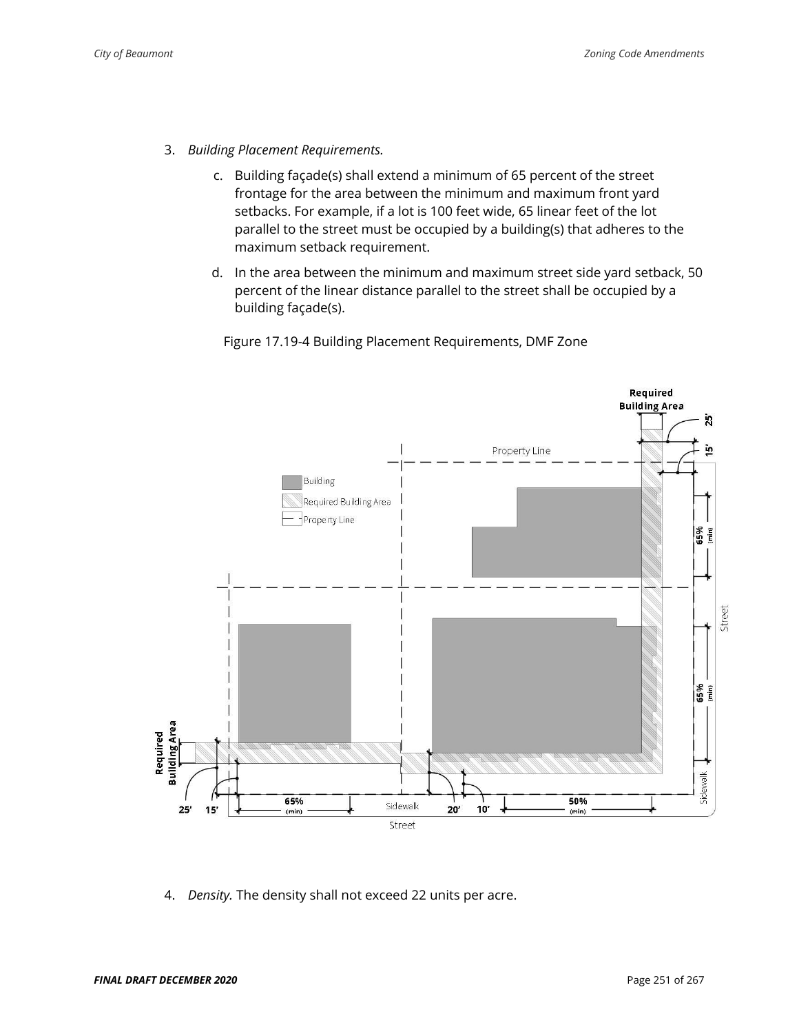3. *Building Placement Requirements.*

   c. Building façade(s) shall extend a minimum of 65 percent of the street frontage for the area between the minimum and maximum front yard setbacks. For example, if a lot is 100 feet wide, 65 linear feet of the lot parallel to the street must be occupied by a building(s) that adheres to the maximum setback requirement.

   d. In the area between the minimum and maximum street side yard setback, 50 percent of the linear distance parallel to the street shall be occupied by a building façade(s).

Figure 17.19-4 Building Placement Requirements, DMF Zone

4. *Density.* The density shall not exceed 22 units per acre.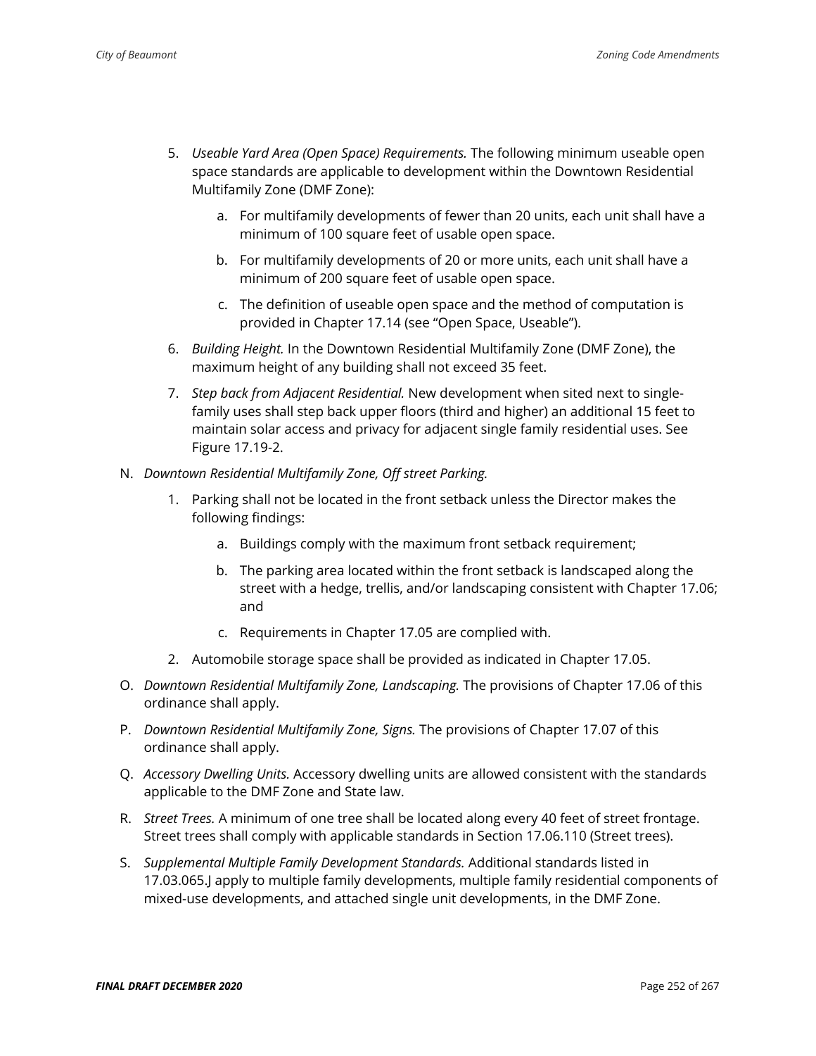5. *Useable Yard Area (Open Space) Requirements.* The following minimum useable open space standards are applicable to development within the Downtown Residential Multifamily Zone (DMF Zone):

    a. For multifamily developments of fewer than 20 units, each unit shall have a minimum of 100 square feet of usable open space.

    b. For multifamily developments of 20 or more units, each unit shall have a minimum of 200 square feet of usable open space.

    c. The definition of useable open space and the method of computation is provided in Chapter 17.14 (see "Open Space, Useable").

6. *Building Height.* In the Downtown Residential Multifamily Zone (DMF Zone), the maximum height of any building shall not exceed 35 feet.

7. *Step back from Adjacent Residential.* New development when sited next to single-family uses shall step back upper floors (third and higher) an additional 15 feet to maintain solar access and privacy for adjacent single family residential uses. See Figure 17.19-2.

N. *Downtown Residential Multifamily Zone, Off street Parking.*

1. Parking shall not be located in the front setback unless the Director makes the following findings:

    a. Buildings comply with the maximum front setback requirement;

    b. The parking area located within the front setback is landscaped along the street with a hedge, trellis, and/or landscaping consistent with Chapter 17.06; and

    c. Requirements in Chapter 17.05 are complied with.

2. Automobile storage space shall be provided as indicated in Chapter 17.05.

O. *Downtown Residential Multifamily Zone, Landscaping.* The provisions of Chapter 17.06 of this ordinance shall apply.

P. *Downtown Residential Multifamily Zone, Signs.* The provisions of Chapter 17.07 of this ordinance shall apply.

Q. *Accessory Dwelling Units.* Accessory dwelling units are allowed consistent with the standards applicable to the DMF Zone and State law.

R. *Street Trees.* A minimum of one tree shall be located along every 40 feet of street frontage. Street trees shall comply with applicable standards in Section 17.06.110 (Street trees).

S. *Supplemental Multiple Family Development Standards.* Additional standards listed in 17.03.065.J apply to multiple family developments, multiple family residential components of mixed-use developments, and attached single unit developments, in the DMF Zone.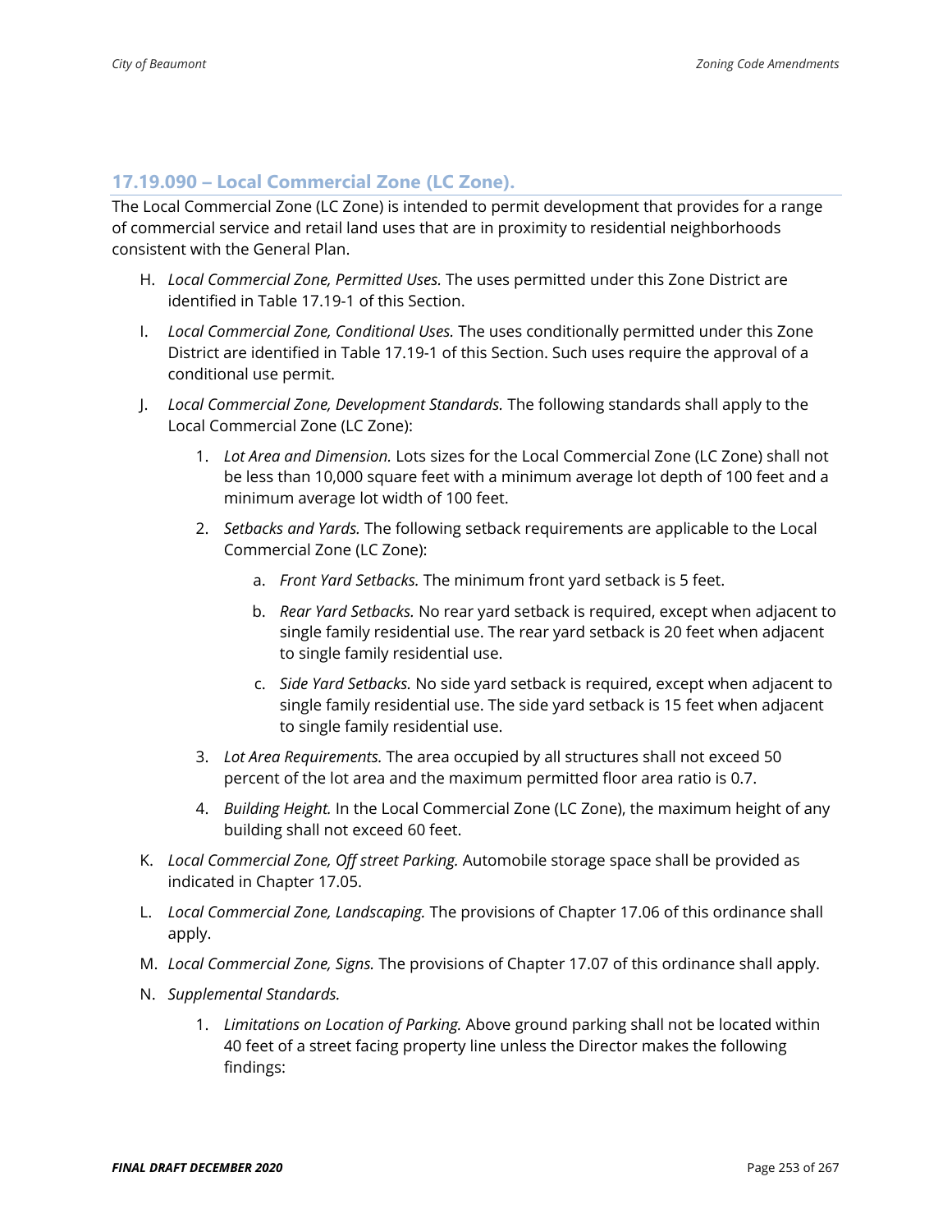## 17.19.090 – Local Commercial Zone (LC Zone).

The Local Commercial Zone (LC Zone) is intended to permit development that provides for a range of commercial service and retail land uses that are in proximity to residential neighborhoods consistent with the General Plan.

H. *Local Commercial Zone, Permitted Uses.* The uses permitted under this Zone District are identified in Table 17.19-1 of this Section.

I. *Local Commercial Zone, Conditional Uses.* The uses conditionally permitted under this Zone District are identified in Table 17.19-1 of this Section. Such uses require the approval of a conditional use permit.

J. *Local Commercial Zone, Development Standards.* The following standards shall apply to the Local Commercial Zone (LC Zone):

   1. *Lot Area and Dimension.* Lots sizes for the Local Commercial Zone (LC Zone) shall not be less than 10,000 square feet with a minimum average lot depth of 100 feet and a minimum average lot width of 100 feet.

   2. *Setbacks and Yards.* The following setback requirements are applicable to the Local Commercial Zone (LC Zone):

      a. *Front Yard Setbacks.* The minimum front yard setback is 5 feet.

      b. *Rear Yard Setbacks.* No rear yard setback is required, except when adjacent to single family residential use. The rear yard setback is 20 feet when adjacent to single family residential use.

      c. *Side Yard Setbacks.* No side yard setback is required, except when adjacent to single family residential use. The side yard setback is 15 feet when adjacent to single family residential use.

   3. *Lot Area Requirements.* The area occupied by all structures shall not exceed 50 percent of the lot area and the maximum permitted floor area ratio is 0.7.

   4. *Building Height.* In the Local Commercial Zone (LC Zone), the maximum height of any building shall not exceed 60 feet.

K. *Local Commercial Zone, Off street Parking.* Automobile storage space shall be provided as indicated in Chapter 17.05.

L. *Local Commercial Zone, Landscaping.* The provisions of Chapter 17.06 of this ordinance shall apply.

M. *Local Commercial Zone, Signs.* The provisions of Chapter 17.07 of this ordinance shall apply.

N. *Supplemental Standards.*

   1. *Limitations on Location of Parking.* Above ground parking shall not be located within 40 feet of a street facing property line unless the Director makes the following findings: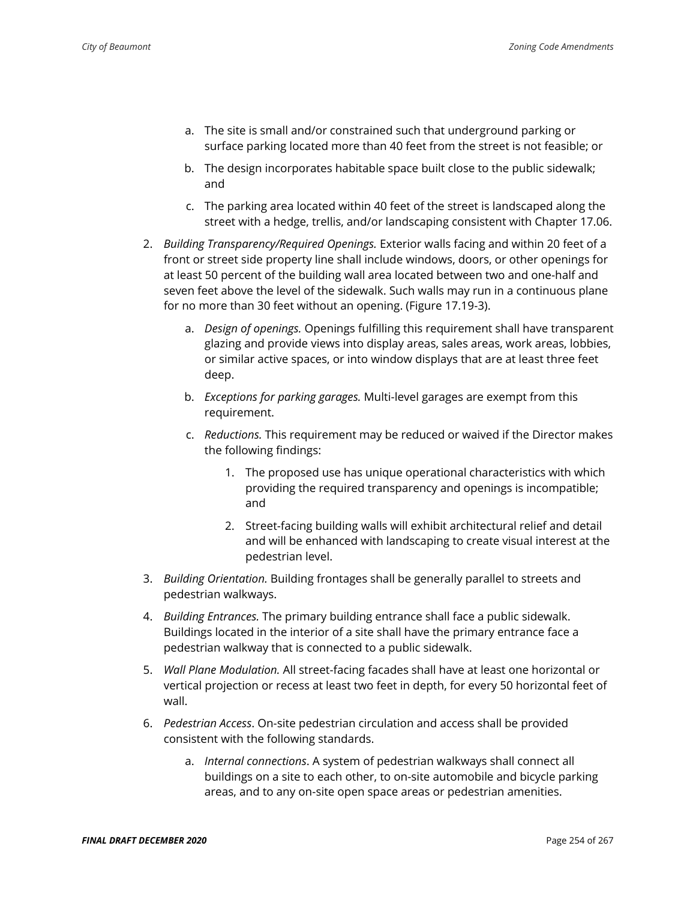a. The site is small and/or constrained such that underground parking or surface parking located more than 40 feet from the street is not feasible; or

   b. The design incorporates habitable space built close to the public sidewalk; and

   c. The parking area located within 40 feet of the street is landscaped along the street with a hedge, trellis, and/or landscaping consistent with Chapter 17.06.

2. *Building Transparency/Required Openings.* Exterior walls facing and within 20 feet of a front or street side property line shall include windows, doors, or other openings for at least 50 percent of the building wall area located between two and one-half and seven feet above the level of the sidewalk. Such walls may run in a continuous plane for no more than 30 feet without an opening. (Figure 17.19-3).

   a. *Design of openings.* Openings fulfilling this requirement shall have transparent glazing and provide views into display areas, sales areas, work areas, lobbies, or similar active spaces, or into window displays that are at least three feet deep.

   b. *Exceptions for parking garages.* Multi-level garages are exempt from this requirement.

   c. *Reductions.* This requirement may be reduced or waived if the Director makes the following findings:

      1. The proposed use has unique operational characteristics with which providing the required transparency and openings is incompatible; and

      2. Street-facing building walls will exhibit architectural relief and detail and will be enhanced with landscaping to create visual interest at the pedestrian level.

3. *Building Orientation.* Building frontages shall be generally parallel to streets and pedestrian walkways.

4. *Building Entrances.* The primary building entrance shall face a public sidewalk. Buildings located in the interior of a site shall have the primary entrance face a pedestrian walkway that is connected to a public sidewalk.

5. *Wall Plane Modulation.* All street-facing facades shall have at least one horizontal or vertical projection or recess at least two feet in depth, for every 50 horizontal feet of wall.

6. *Pedestrian Access*. On-site pedestrian circulation and access shall be provided consistent with the following standards.

   a. *Internal connections*. A system of pedestrian walkways shall connect all buildings on a site to each other, to on-site automobile and bicycle parking areas, and to any on-site open space areas or pedestrian amenities.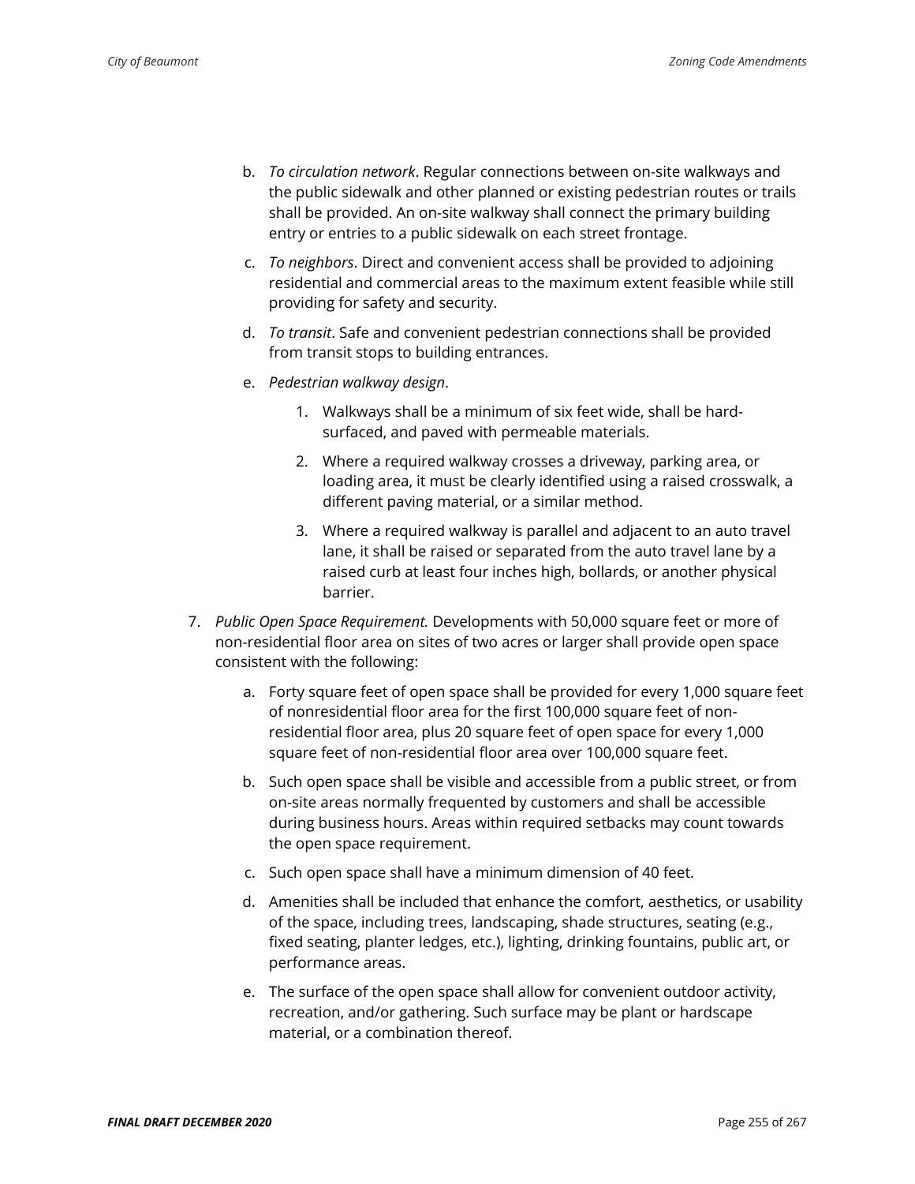b. *To circulation network*. Regular connections between on-site walkways and the public sidewalk and other planned or existing pedestrian routes or trails shall be provided. An on-site walkway shall connect the primary building entry or entries to a public sidewalk on each street frontage.

c. *To neighbors*. Direct and convenient access shall be provided to adjoining residential and commercial areas to the maximum extent feasible while still providing for safety and security.

d. *To transit*. Safe and convenient pedestrian connections shall be provided from transit stops to building entrances.

e. *Pedestrian walkway design*.

    1. Walkways shall be a minimum of six feet wide, shall be hard-surfaced, and paved with permeable materials.

    2. Where a required walkway crosses a driveway, parking area, or loading area, it must be clearly identified using a raised crosswalk, a different paving material, or a similar method.

    3. Where a required walkway is parallel and adjacent to an auto travel lane, it shall be raised or separated from the auto travel lane by a raised curb at least four inches high, bollards, or another physical barrier.

7. *Public Open Space Requirement.* Developments with 50,000 square feet or more of non-residential floor area on sites of two acres or larger shall provide open space consistent with the following:

    a. Forty square feet of open space shall be provided for every 1,000 square feet of nonresidential floor area for the first 100,000 square feet of non-residential floor area, plus 20 square feet of open space for every 1,000 square feet of non-residential floor area over 100,000 square feet.

    b. Such open space shall be visible and accessible from a public street, or from on-site areas normally frequented by customers and shall be accessible during business hours. Areas within required setbacks may count towards the open space requirement.

    c. Such open space shall have a minimum dimension of 40 feet.

    d. Amenities shall be included that enhance the comfort, aesthetics, or usability of the space, including trees, landscaping, shade structures, seating (e.g., fixed seating, planter ledges, etc.), lighting, drinking fountains, public art, or performance areas.

    e. The surface of the open space shall allow for convenient outdoor activity, recreation, and/or gathering. Such surface may be plant or hardscape material, or a combination thereof.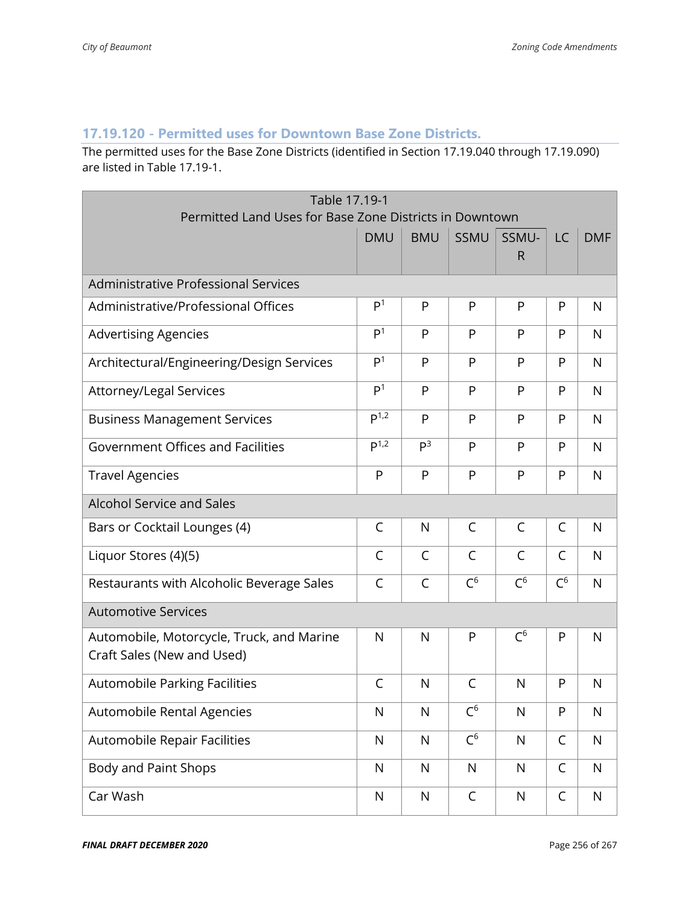### 17.19.120 - Permitted uses for Downtown Base Zone Districts.

The permitted uses for the Base Zone Districts (identified in Section 17.19.040 through 17.19.090) are listed in Table 17.19-1.

| Table 17.19-1 Permitted Land Uses for Base Zone Districts in Downtown | DMU | BMU | SSMU | SSMU-R | LC | DMF |
|---|---|---|---|---|---|---|
| **Administrative Professional Services** | | | | | | |
| Administrative/Professional Offices | P[1] | P | P | P | P | N |
| Advertising Agencies | P[1] | P | P | P | P | N |
| Architectural/Engineering/Design Services | P[1] | P | P | P | P | N |
| Attorney/Legal Services | P[1] | P | P | P | P | N |
| Business Management Services | P[1,2] | P | P | P | P | N |
| Government Offices and Facilities | P[1,2] | P[3] | P | P | P | N |
| Travel Agencies | P | P | P | P | P | N |
| **Alcohol Service and Sales** | | | | | | |
| Bars or Cocktail Lounges (4) | C | N | C | C | C | N |
| Liquor Stores (4)(5) | C | C | C | C | C | N |
| Restaurants with Alcoholic Beverage Sales | C | C | C[6] | C[6] | C[6] | N |
| **Automotive Services** | | | | | | |
| Automobile, Motorcycle, Truck, and Marine Craft Sales (New and Used) | N | N | P | C[6] | P | N |
| Automobile Parking Facilities | C | N | C | N | P | N |
| Automobile Rental Agencies | N | N | C[6] | N | P | N |
| Automobile Repair Facilities | N | N | C[6] | N | C | N |
| Body and Paint Shops | N | N | N | N | C | N |
| Car Wash | N | N | C | N | C | N |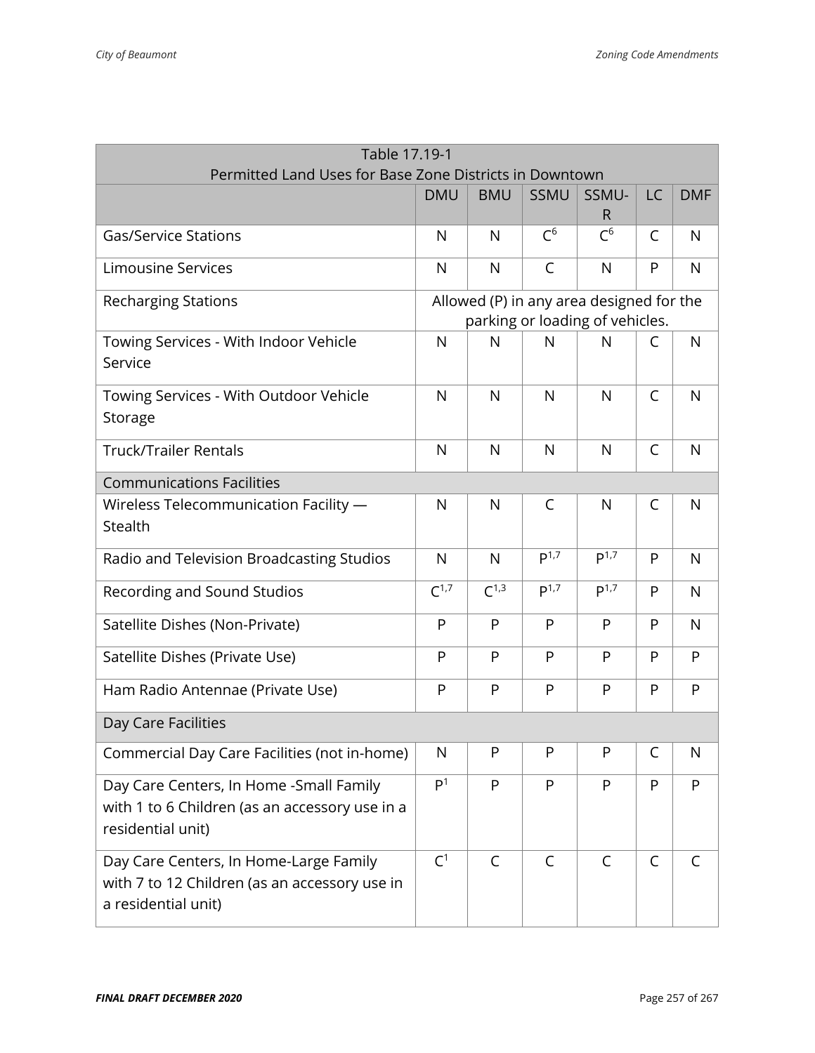| Table 17.19-1<br>Permitted Land Uses for Base Zone Districts in Downtown | | | | | | |
|---|---|---|---|---|---|---|
| | DMU | BMU | SSMU | SSMU-R | LC | DMF |
| Gas/Service Stations | N | N | C[6] | C[6] | C | N |
| Limousine Services | N | N | C | N | P | N |
| Recharging Stations | Allowed (P) in any area designed for the parking or loading of vehicles. | | | | | |
| Towing Services - With Indoor Vehicle Service | N | N | N | N | C | N |
| Towing Services - With Outdoor Vehicle Storage | N | N | N | N | C | N |
| Truck/Trailer Rentals | N | N | N | N | C | N |
| Communications Facilities | | | | | | |
| Wireless Telecommunication Facility — Stealth | N | N | C | N | C | N |
| Radio and Television Broadcasting Studios | N | N | P[1,7] | P[1,7] | P | N |
| Recording and Sound Studios | C[1,7] | C[1,3] | P[1,7] | P[1,7] | P | N |
| Satellite Dishes (Non-Private) | P | P | P | P | P | N |
| Satellite Dishes (Private Use) | P | P | P | P | P | P |
| Ham Radio Antennae (Private Use) | P | P | P | P | P | P |
| Day Care Facilities | | | | | | |
| Commercial Day Care Facilities (not in-home) | N | P | P | P | C | N |
| Day Care Centers, In Home -Small Family with 1 to 6 Children (as an accessory use in a residential unit) | P[1] | P | P | P | P | P |
| Day Care Centers, In Home-Large Family with 7 to 12 Children (as an accessory use in a residential unit) | C[1] | C | C | C | C | C |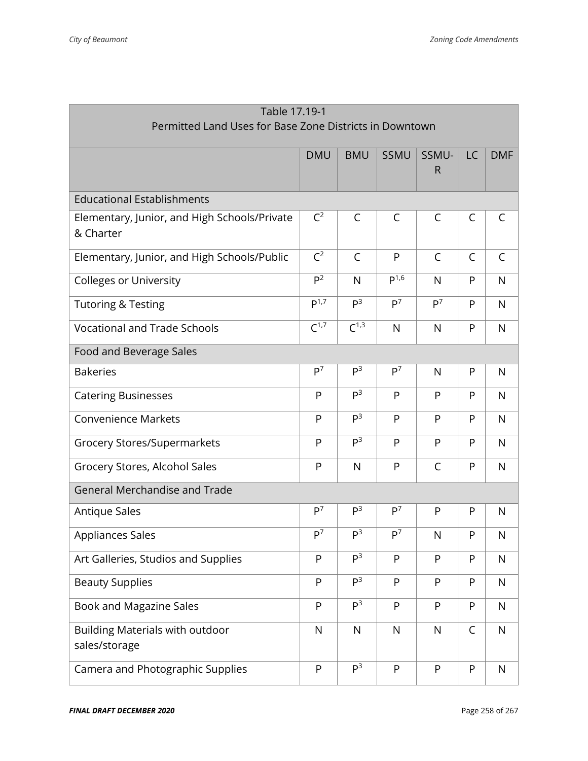| Table 17.19-1 Permitted Land Uses for Base Zone Districts in Downtown | | | | | | |
|---|---|---|---|---|---|---|
| | DMU | BMU | SSMU | SSMU-R | LC | DMF |
| Educational Establishments | | | | | | |
| Elementary, Junior, and High Schools/Private & Charter | C[2] | C | C | C | C | C |
| Elementary, Junior, and High Schools/Public | C[2] | C | P | C | C | C |
| Colleges or University | P[2] | N | P[1,6] | N | P | N |
| Tutoring & Testing | P[1,7] | P[3] | P[7] | P[7] | P | N |
| Vocational and Trade Schools | C[1,7] | C[1,3] | N | N | P | N |
| Food and Beverage Sales | | | | | | |
| Bakeries | P[7] | P[3] | P[7] | N | P | N |
| Catering Businesses | P | P[3] | P | P | P | N |
| Convenience Markets | P | P[3] | P | P | P | N |
| Grocery Stores/Supermarkets | P | P[3] | P | P | P | N |
| Grocery Stores, Alcohol Sales | P | N | P | C | P | N |
| General Merchandise and Trade | | | | | | |
| Antique Sales | P[7] | P[3] | P[7] | P | P | N |
| Appliances Sales | P[7] | P[3] | P[7] | N | P | N |
| Art Galleries, Studios and Supplies | P | P[3] | P | P | P | N |
| Beauty Supplies | P | P[3] | P | P | P | N |
| Book and Magazine Sales | P | P[3] | P | P | P | N |
| Building Materials with outdoor sales/storage | N | N | N | N | C | N |
| Camera and Photographic Supplies | P | P[3] | P | P | P | N |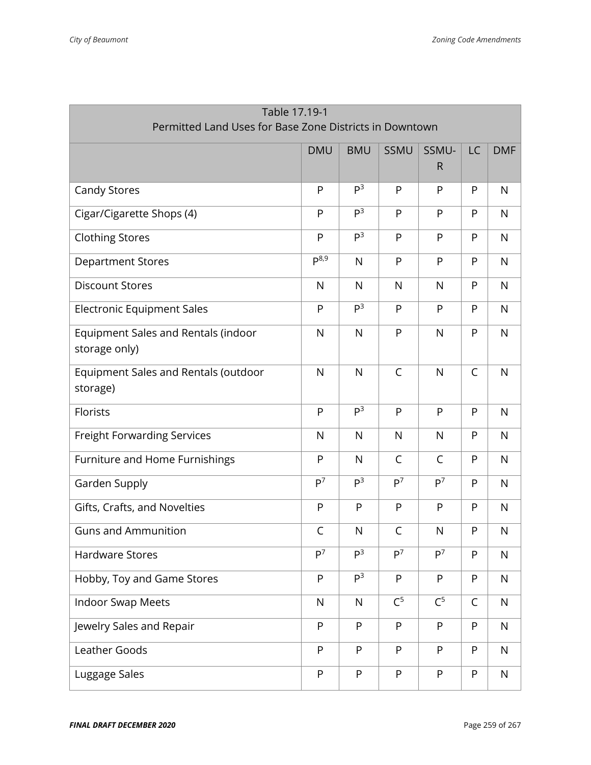| Table 17.19-1 Permitted Land Uses for Base Zone Districts in Downtown | | | | | | |
|---|---|---|---|---|---|---|
| | DMU | BMU | SSMU | SSMU-R | LC | DMF |
| Candy Stores | P | P[3] | P | P | P | N |
| Cigar/Cigarette Shops (4) | P | P[3] | P | P | P | N |
| Clothing Stores | P | P[3] | P | P | P | N |
| Department Stores | P[8,9] | N | P | P | P | N |
| Discount Stores | N | N | N | N | P | N |
| Electronic Equipment Sales | P | P[3] | P | P | P | N |
| Equipment Sales and Rentals (indoor storage only) | N | N | P | N | P | N |
| Equipment Sales and Rentals (outdoor storage) | N | N | C | N | C | N |
| Florists | P | P[3] | P | P | P | N |
| Freight Forwarding Services | N | N | N | N | P | N |
| Furniture and Home Furnishings | P | N | C | C | P | N |
| Garden Supply | P[7] | P[3] | P[7] | P[7] | P | N |
| Gifts, Crafts, and Novelties | P | P | P | P | P | N |
| Guns and Ammunition | C | N | C | N | P | N |
| Hardware Stores | P[7] | P[3] | P[7] | P[7] | P | N |
| Hobby, Toy and Game Stores | P | P[3] | P | P | P | N |
| Indoor Swap Meets | N | N | C[5] | C[5] | C | N |
| Jewelry Sales and Repair | P | P | P | P | P | N |
| Leather Goods | P | P | P | P | P | N |
| Luggage Sales | P | P | P | P | P | N |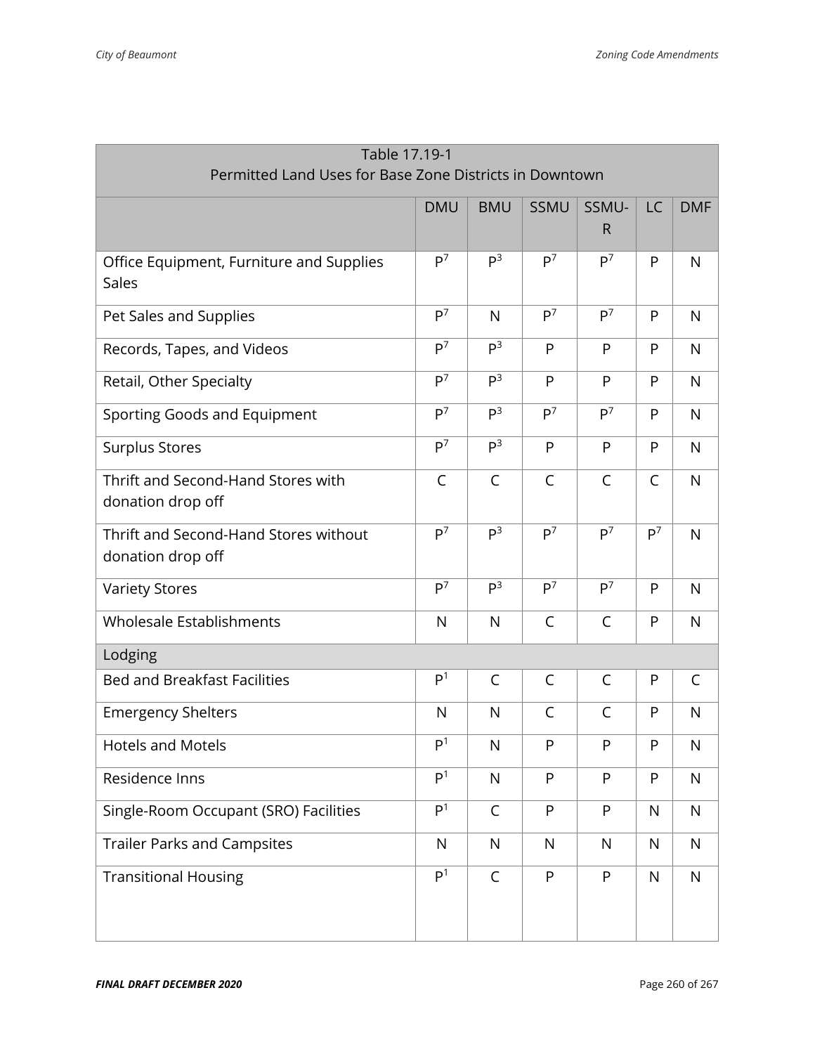| Table 17.19-1 Permitted Land Uses for Base Zone Districts in Downtown | | | | | | |
|---|---|---|---|---|---|---|
| | DMU | BMU | SSMU | SSMU-R | LC | DMF |
| Office Equipment, Furniture and Supplies Sales | P[7] | P[3] | P[7] | P[7] | P | N |
| Pet Sales and Supplies | P[7] | N | P[7] | P[7] | P | N |
| Records, Tapes, and Videos | P[7] | P[3] | P | P | P | N |
| Retail, Other Specialty | P[7] | P[3] | P | P | P | N |
| Sporting Goods and Equipment | P[7] | P[3] | P[7] | P[7] | P | N |
| Surplus Stores | P[7] | P[3] | P | P | P | N |
| Thrift and Second-Hand Stores with donation drop off | C | C | C | C | C | N |
| Thrift and Second-Hand Stores without donation drop off | P[7] | P[3] | P[7] | P[7] | P[7] | N |
| Variety Stores | P[7] | P[3] | P[7] | P[7] | P | N |
| Wholesale Establishments | N | N | C | C | P | N |
| Lodging | | | | | | |
| Bed and Breakfast Facilities | P[1] | C | C | C | P | C |
| Emergency Shelters | N | N | C | C | P | N |
| Hotels and Motels | P[1] | N | P | P | P | N |
| Residence Inns | P[1] | N | P | P | P | N |
| Single-Room Occupant (SRO) Facilities | P[1] | C | P | P | N | N |
| Trailer Parks and Campsites | N | N | N | N | N | N |
| Transitional Housing | P[1] | C | P | P | N | N |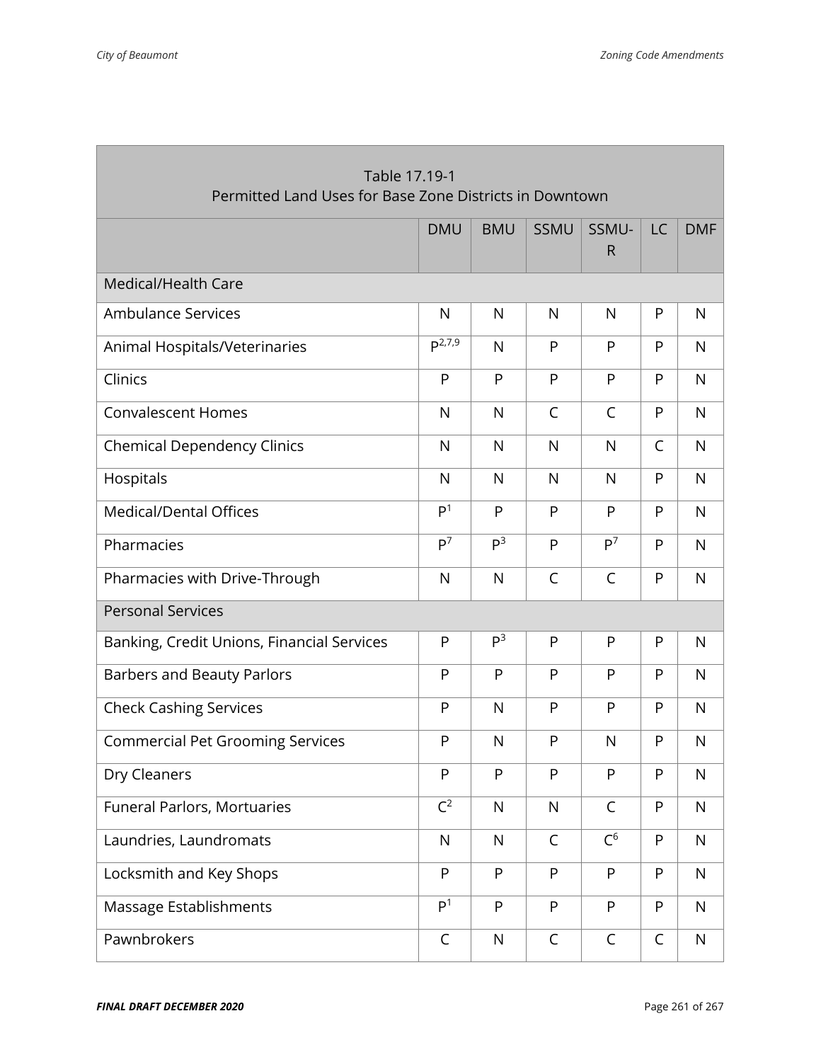| Table 17.19-1 Permitted Land Uses for Base Zone Districts in Downtown | | | | | | |
|---|---|---|---|---|---|---|
| | DMU | BMU | SSMU | SSMU-R | LC | DMF |
| Medical/Health Care | | | | | | |
| Ambulance Services | N | N | N | N | P | N |
| Animal Hospitals/Veterinaries | P[2,7,9] | N | P | P | P | N |
| Clinics | P | P | P | P | P | N |
| Convalescent Homes | N | N | C | C | P | N |
| Chemical Dependency Clinics | N | N | N | N | C | N |
| Hospitals | N | N | N | N | P | N |
| Medical/Dental Offices | P[1] | P | P | P | P | N |
| Pharmacies | P[7] | P[3] | P | P[7] | P | N |
| Pharmacies with Drive-Through | N | N | C | C | P | N |
| Personal Services | | | | | | |
| Banking, Credit Unions, Financial Services | P | P[3] | P | P | P | N |
| Barbers and Beauty Parlors | P | P | P | P | P | N |
| Check Cashing Services | P | N | P | P | P | N |
| Commercial Pet Grooming Services | P | N | P | N | P | N |
| Dry Cleaners | P | P | P | P | P | N |
| Funeral Parlors, Mortuaries | C[2] | N | N | C | P | N |
| Laundries, Laundromats | N | N | C | C[6] | P | N |
| Locksmith and Key Shops | P | P | P | P | P | N |
| Massage Establishments | P[1] | P | P | P | P | N |
| Pawnbrokers | C | N | C | C | C | N |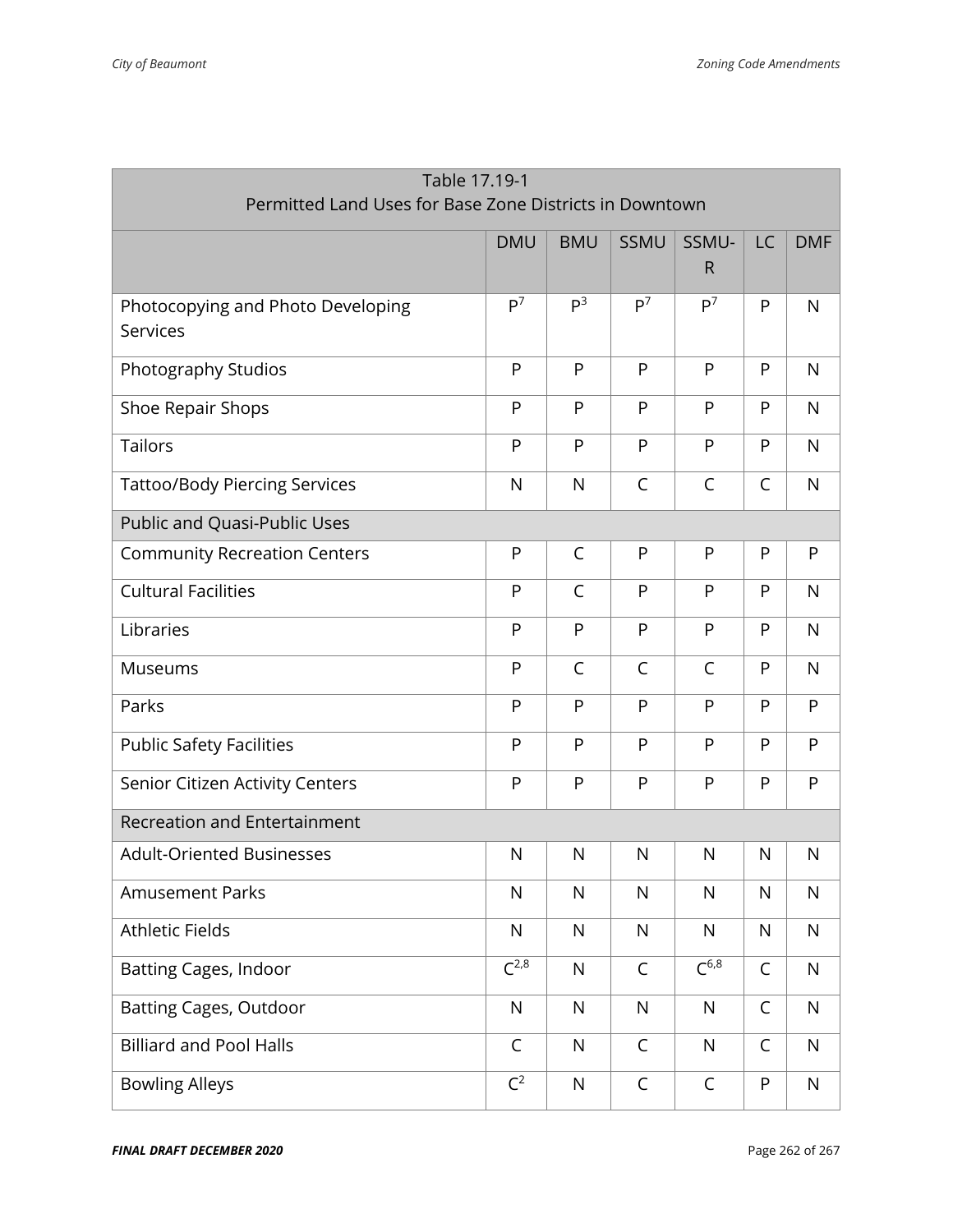| Table 17.19-1 Permitted Land Uses for Base Zone Districts in Downtown | | | | | | |
|---|---|---|---|---|---|---|
| | DMU | BMU | SSMU | SSMU-R | LC | DMF |
| Photocopying and Photo Developing Services | P[7] | P[3] | P[7] | P[7] | P | N |
| Photography Studios | P | P | P | P | P | N |
| Shoe Repair Shops | P | P | P | P | P | N |
| Tailors | P | P | P | P | P | N |
| Tattoo/Body Piercing Services | N | N | C | C | C | N |
| Public and Quasi-Public Uses | | | | | | |
| Community Recreation Centers | P | C | P | P | P | P |
| Cultural Facilities | P | C | P | P | P | N |
| Libraries | P | P | P | P | P | N |
| Museums | P | C | C | C | P | N |
| Parks | P | P | P | P | P | P |
| Public Safety Facilities | P | P | P | P | P | P |
| Senior Citizen Activity Centers | P | P | P | P | P | P |
| Recreation and Entertainment | | | | | | |
| Adult-Oriented Businesses | N | N | N | N | N | N |
| Amusement Parks | N | N | N | N | N | N |
| Athletic Fields | N | N | N | N | N | N |
| Batting Cages, Indoor | C[2,8] | N | C | C[6,8] | C | N |
| Batting Cages, Outdoor | N | N | N | N | C | N |
| Billiard and Pool Halls | C | N | C | N | C | N |
| Bowling Alleys | C[2] | N | C | C | P | N |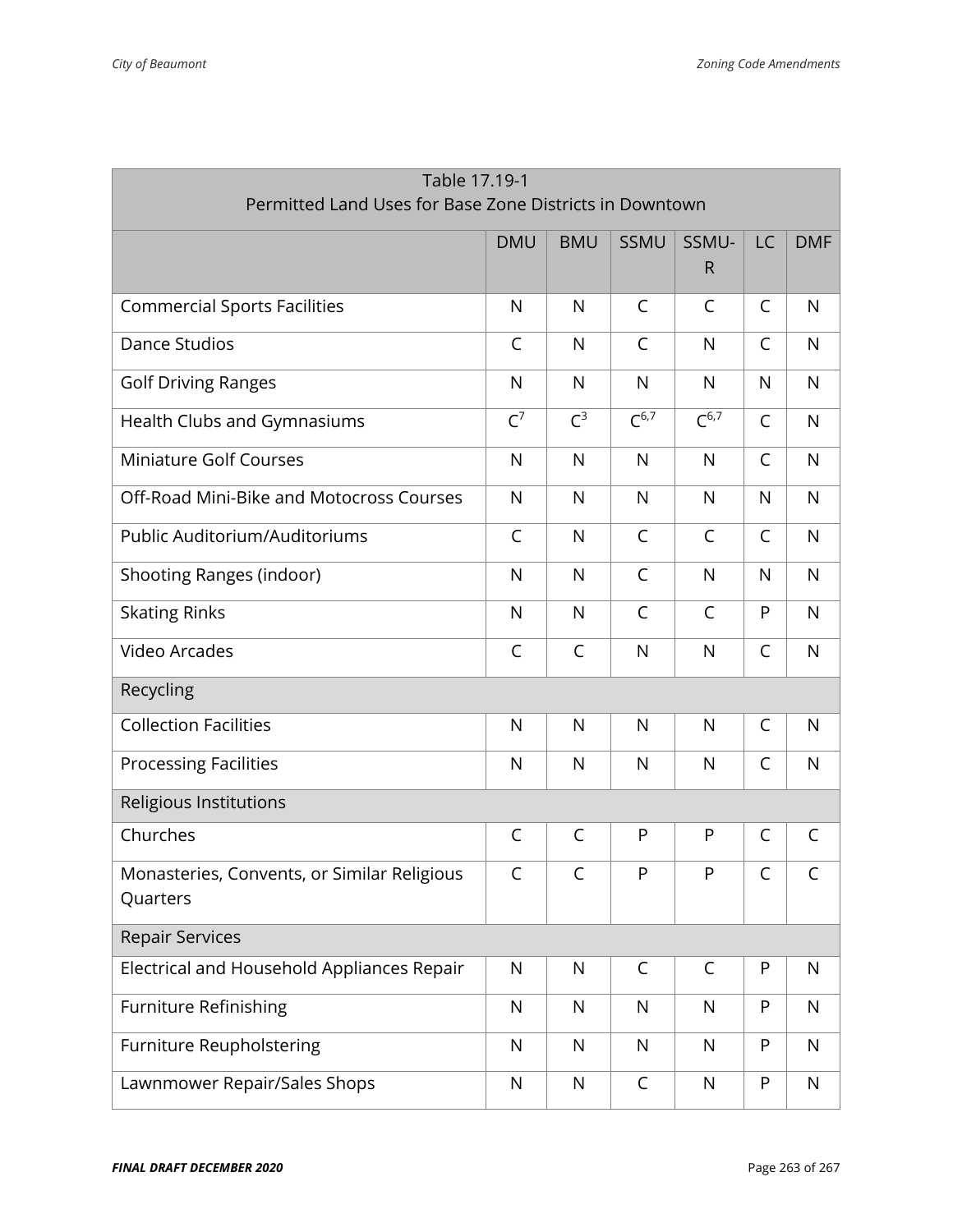| Table 17.19-1<br>Permitted Land Uses for Base Zone Districts in Downtown | | | | | | |
|---|---|---|---|---|---|---|
| | DMU | BMU | SSMU | SSMU-R | LC | DMF |
| Commercial Sports Facilities | N | N | C | C | C | N |
| Dance Studios | C | N | C | N | C | N |
| Golf Driving Ranges | N | N | N | N | N | N |
| Health Clubs and Gymnasiums | C[7] | C[3] | C[6,7] | C[6,7] | C | N |
| Miniature Golf Courses | N | N | N | N | C | N |
| Off-Road Mini-Bike and Motocross Courses | N | N | N | N | N | N |
| Public Auditorium/Auditoriums | C | N | C | C | C | N |
| Shooting Ranges (indoor) | N | N | C | N | N | N |
| Skating Rinks | N | N | C | C | P | N |
| Video Arcades | C | C | N | N | C | N |
| Recycling | | | | | | |
| Collection Facilities | N | N | N | N | C | N |
| Processing Facilities | N | N | N | N | C | N |
| Religious Institutions | | | | | | |
| Churches | C | C | P | P | C | C |
| Monasteries, Convents, or Similar Religious Quarters | C | C | P | P | C | C |
| Repair Services | | | | | | |
| Electrical and Household Appliances Repair | N | N | C | C | P | N |
| Furniture Refinishing | N | N | N | N | P | N |
| Furniture Reupholstering | N | N | N | N | P | N |
| Lawnmower Repair/Sales Shops | N | N | C | N | P | N |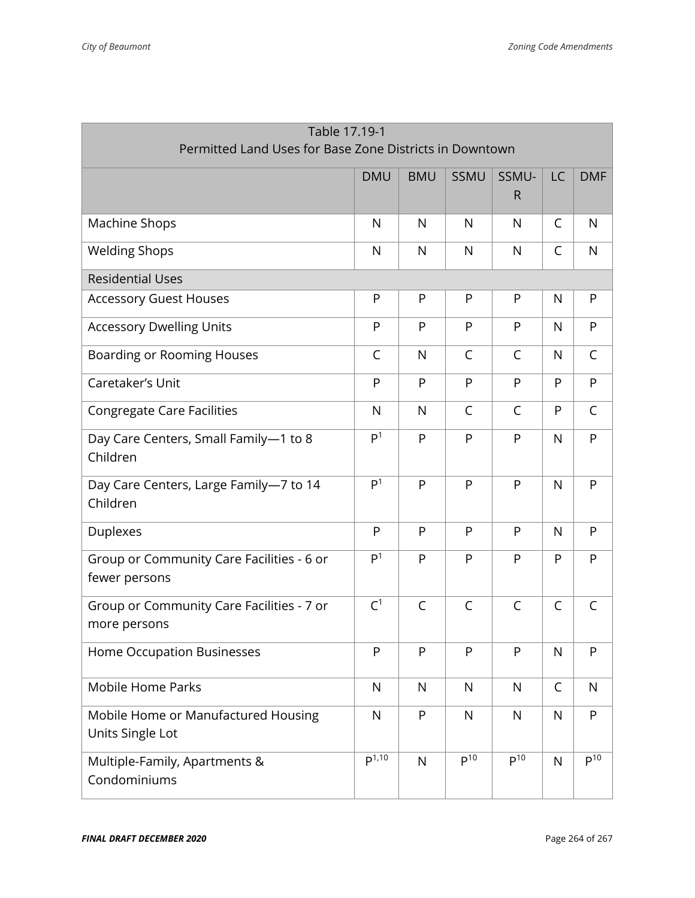| Table 17.19-1<br>Permitted Land Uses for Base Zone Districts in Downtown | | | | | | |
|---|---|---|---|---|---|---|
| | DMU | BMU | SSMU | SSMU-R | LC | DMF |
| Machine Shops | N | N | N | N | C | N |
| Welding Shops | N | N | N | N | C | N |
| Residential Uses | | | | | | |
| Accessory Guest Houses | P | P | P | P | N | P |
| Accessory Dwelling Units | P | P | P | P | N | P |
| Boarding or Rooming Houses | C | N | C | C | N | C |
| Caretaker's Unit | P | P | P | P | P | P |
| Congregate Care Facilities | N | N | C | C | P | C |
| Day Care Centers, Small Family—1 to 8 Children | P[1] | P | P | P | N | P |
| Day Care Centers, Large Family—7 to 14 Children | P[1] | P | P | P | N | P |
| Duplexes | P | P | P | P | N | P |
| Group or Community Care Facilities - 6 or fewer persons | P[1] | P | P | P | P | P |
| Group or Community Care Facilities - 7 or more persons | C[1] | C | C | C | C | C |
| Home Occupation Businesses | P | P | P | P | N | P |
| Mobile Home Parks | N | N | N | N | C | N |
| Mobile Home or Manufactured Housing Units Single Lot | N | P | N | N | N | P |
| Multiple-Family, Apartments & Condominiums | P[1,10] | N | P[10] | P[10] | N | P[10] |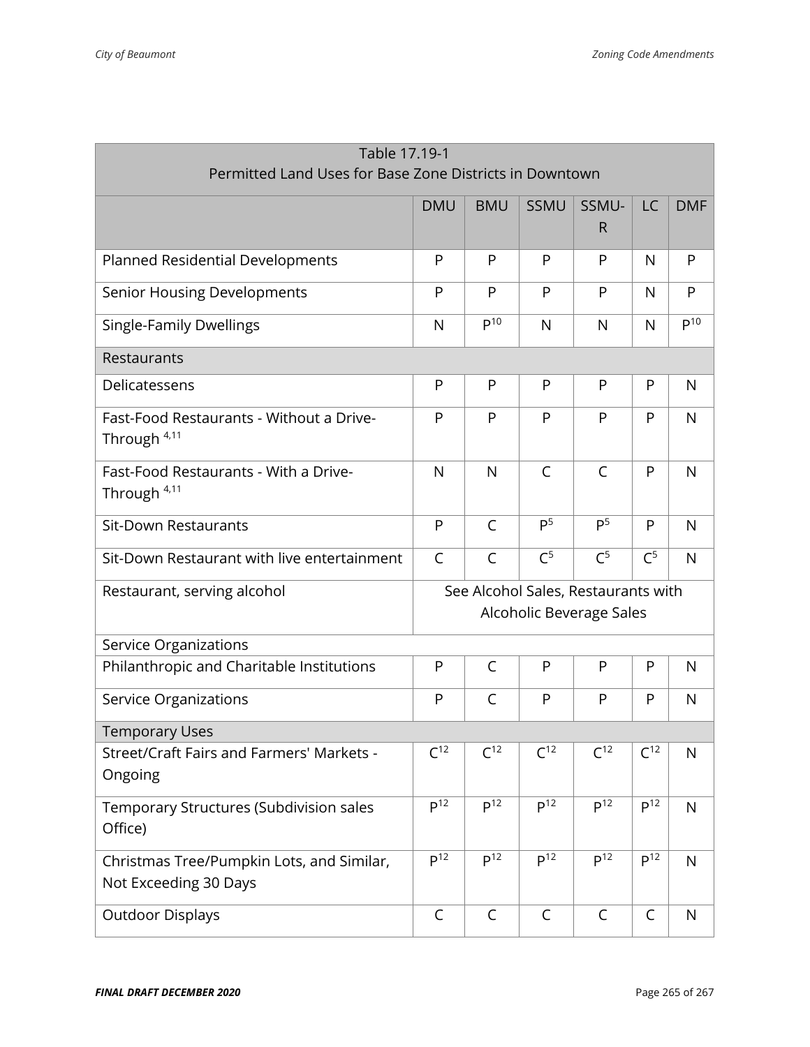| Table 17.19-1<br>Permitted Land Uses for Base Zone Districts in Downtown | | | | | | |
|---|---|---|---|---|---|---|
| | DMU | BMU | SSMU | SSMU-R | LC | DMF |
| Planned Residential Developments | P | P | P | P | N | P |
| Senior Housing Developments | P | P | P | P | N | P |
| Single-Family Dwellings | N | P[10] | N | N | N | P[10] |
| Restaurants | | | | | | |
| Delicatessens | P | P | P | P | P | N |
| Fast-Food Restaurants - Without a Drive-Through [4,11] | P | P | P | P | P | N |
| Fast-Food Restaurants - With a Drive-Through [4,11] | N | N | C | C | P | N |
| Sit-Down Restaurants | P | C | P[5] | P[5] | P | N |
| Sit-Down Restaurant with live entertainment | C | C | C[5] | C[5] | C[5] | N |
| Restaurant, serving alcohol | See Alcohol Sales, Restaurants with Alcoholic Beverage Sales | | | | | |
| Service Organizations | | | | | | |
| Philanthropic and Charitable Institutions | P | C | P | P | P | N |
| Service Organizations | P | C | P | P | P | N |
| Temporary Uses | | | | | | |
| Street/Craft Fairs and Farmers' Markets - Ongoing | C[12] | C[12] | C[12] | C[12] | C[12] | N |
| Temporary Structures (Subdivision sales Office) | P[12] | P[12] | P[12] | P[12] | P[12] | N |
| Christmas Tree/Pumpkin Lots, and Similar, Not Exceeding 30 Days | P[12] | P[12] | P[12] | P[12] | P[12] | N |
| Outdoor Displays | C | C | C | C | C | N |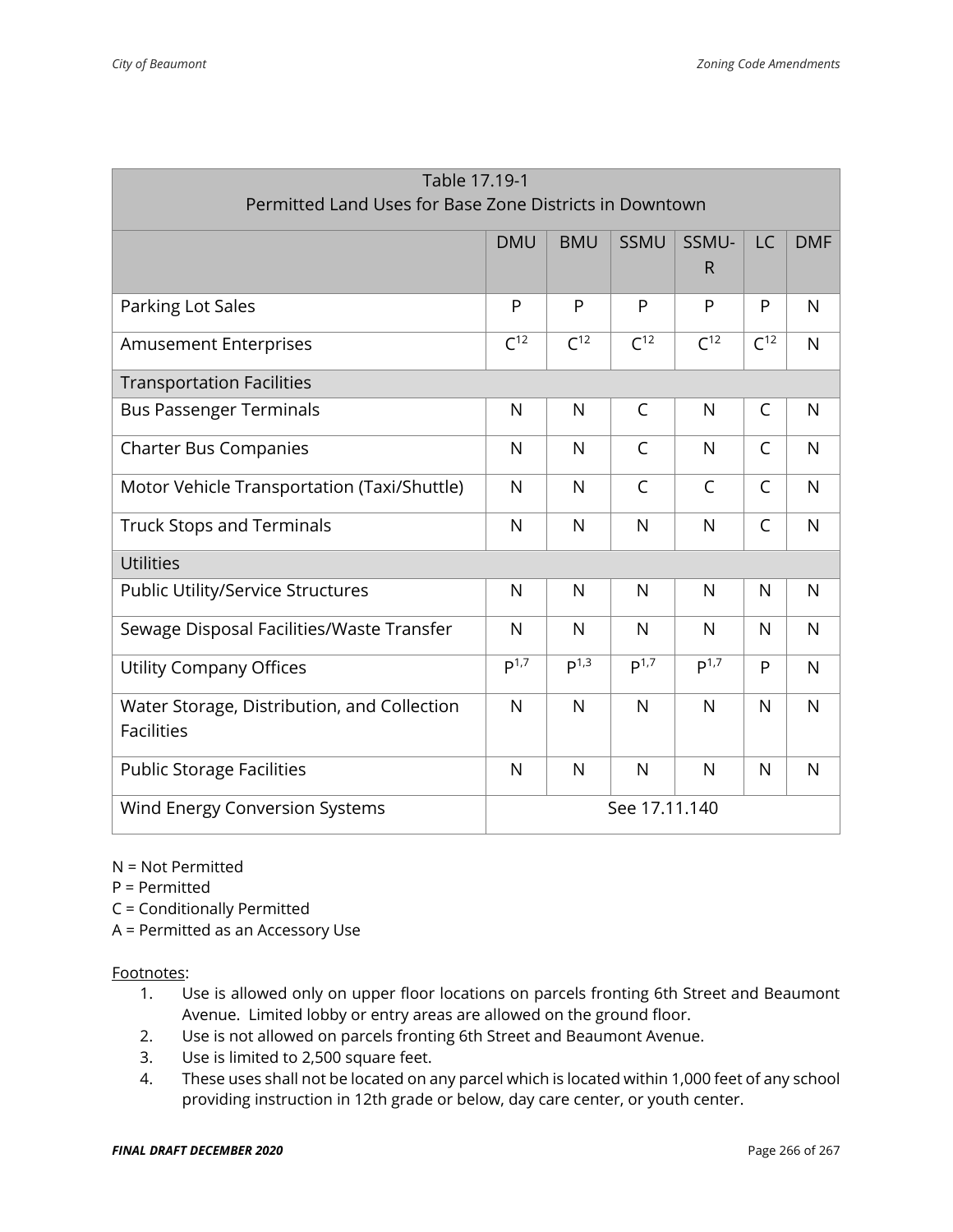| Table 17.19-1<br>Permitted Land Uses for Base Zone Districts in Downtown | | | | | | |
|---|---|---|---|---|---|---|
| | DMU | BMU | SSMU | SSMU-R | LC | DMF |
| Parking Lot Sales | P | P | P | P | P | N |
| Amusement Enterprises | C[12] | C[12] | C[12] | C[12] | C[12] | N |
| Transportation Facilities | | | | | | |
| Bus Passenger Terminals | N | N | C | N | C | N |
| Charter Bus Companies | N | N | C | N | C | N |
| Motor Vehicle Transportation (Taxi/Shuttle) | N | N | C | C | C | N |
| Truck Stops and Terminals | N | N | N | N | C | N |
| Utilities | | | | | | |
| Public Utility/Service Structures | N | N | N | N | N | N |
| Sewage Disposal Facilities/Waste Transfer | N | N | N | N | N | N |
| Utility Company Offices | P[1,7] | P[1,3] | P[1,7] | P[1,7] | P | N |
| Water Storage, Distribution, and Collection Facilities | N | N | N | N | N | N |
| Public Storage Facilities | N | N | N | N | N | N |
| Wind Energy Conversion Systems | See 17.11.140 | | | | | |

N = Not Permitted
P = Permitted
C = Conditionally Permitted
A = Permitted as an Accessory Use

Footnotes:

1. Use is allowed only on upper floor locations on parcels fronting 6th Street and Beaumont Avenue. Limited lobby or entry areas are allowed on the ground floor.
2. Use is not allowed on parcels fronting 6th Street and Beaumont Avenue.
3. Use is limited to 2,500 square feet.
4. These uses shall not be located on any parcel which is located within 1,000 feet of any school providing instruction in 12th grade or below, day care center, or youth center.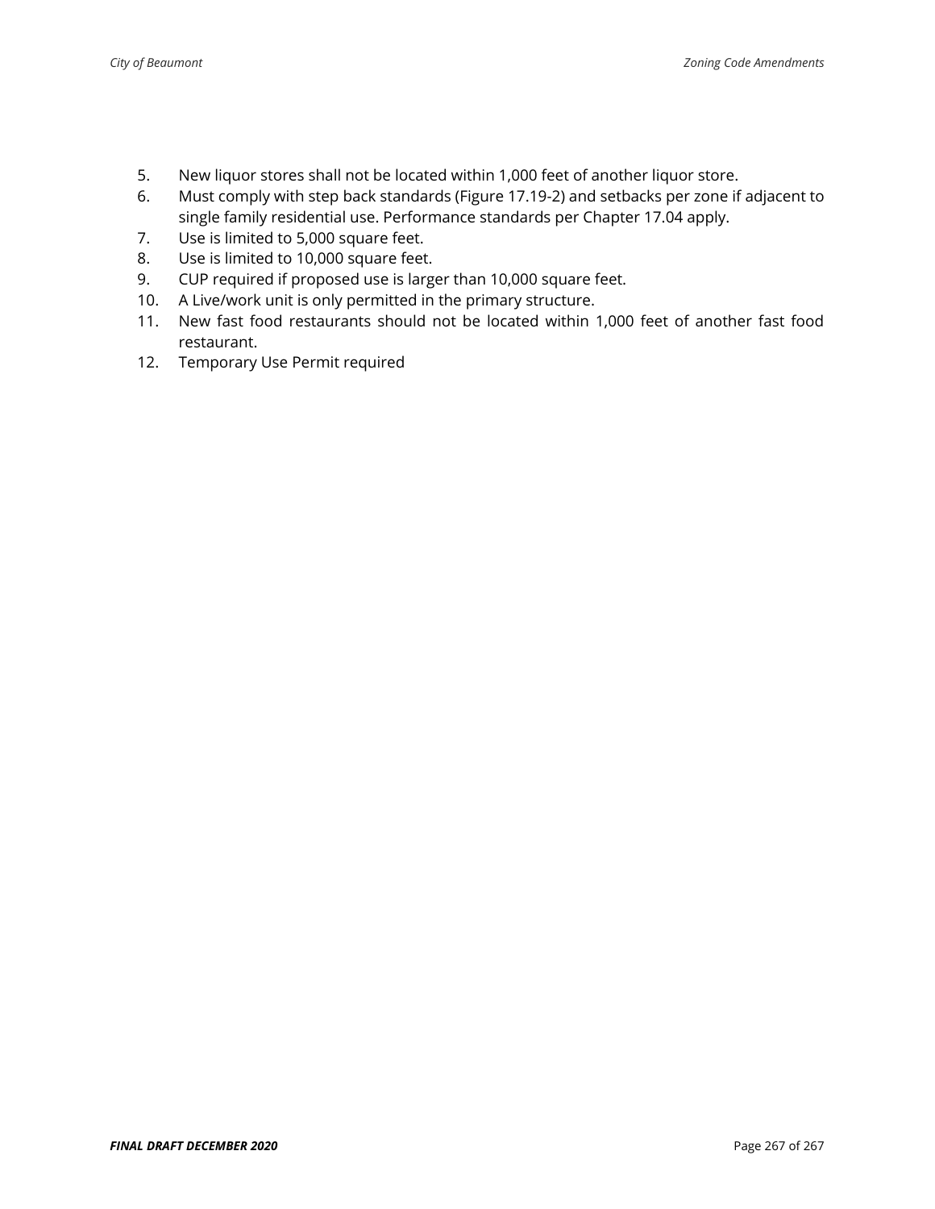5. New liquor stores shall not be located within 1,000 feet of another liquor store.
6. Must comply with step back standards (Figure 17.19-2) and setbacks per zone if adjacent to single family residential use. Performance standards per Chapter 17.04 apply.
7. Use is limited to 5,000 square feet.
8. Use is limited to 10,000 square feet.
9. CUP required if proposed use is larger than 10,000 square feet.
10. A Live/work unit is only permitted in the primary structure.
11. New fast food restaurants should not be located within 1,000 feet of another fast food restaurant.
12. Temporary Use Permit required